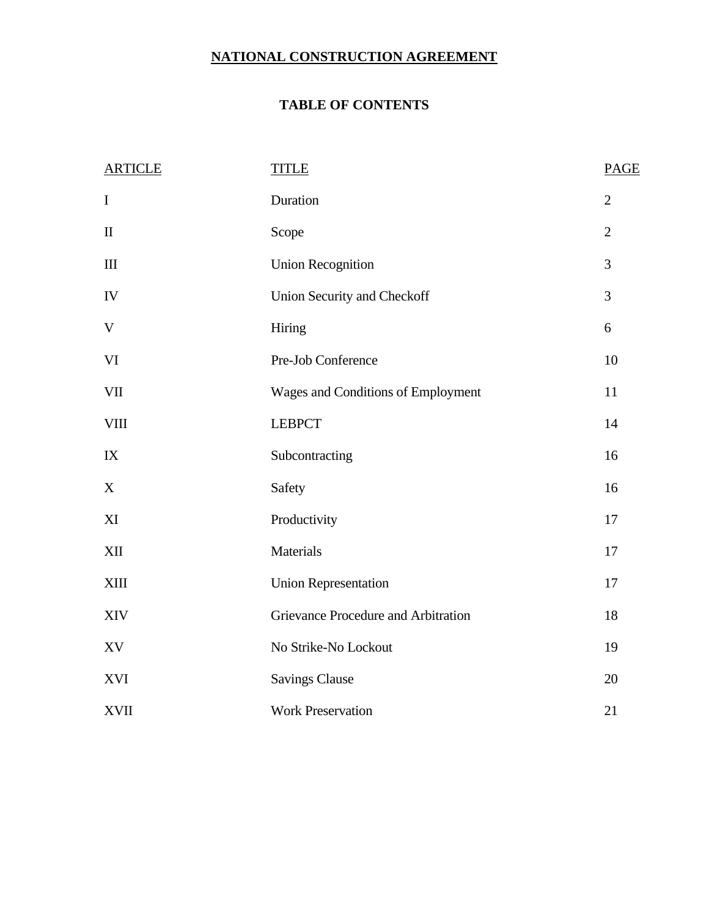# NATIONAL CONSTRUCTION AGREEMENT

## TABLE OF CONTENTS

| ARTICLE | TITLE | PAGE |
|---|---|---|
| I | Duration | 2 |
| II | Scope | 2 |
| III | Union Recognition | 3 |
| IV | Union Security and Checkoff | 3 |
| V | Hiring | 6 |
| VI | Pre-Job Conference | 10 |
| VII | Wages and Conditions of Employment | 11 |
| VIII | LEBPCT | 14 |
| IX | Subcontracting | 16 |
| X | Safety | 16 |
| XI | Productivity | 17 |
| XII | Materials | 17 |
| XIII | Union Representation | 17 |
| XIV | Grievance Procedure and Arbitration | 18 |
| XV | No Strike-No Lockout | 19 |
| XVI | Savings Clause | 20 |
| XVII | Work Preservation | 21 |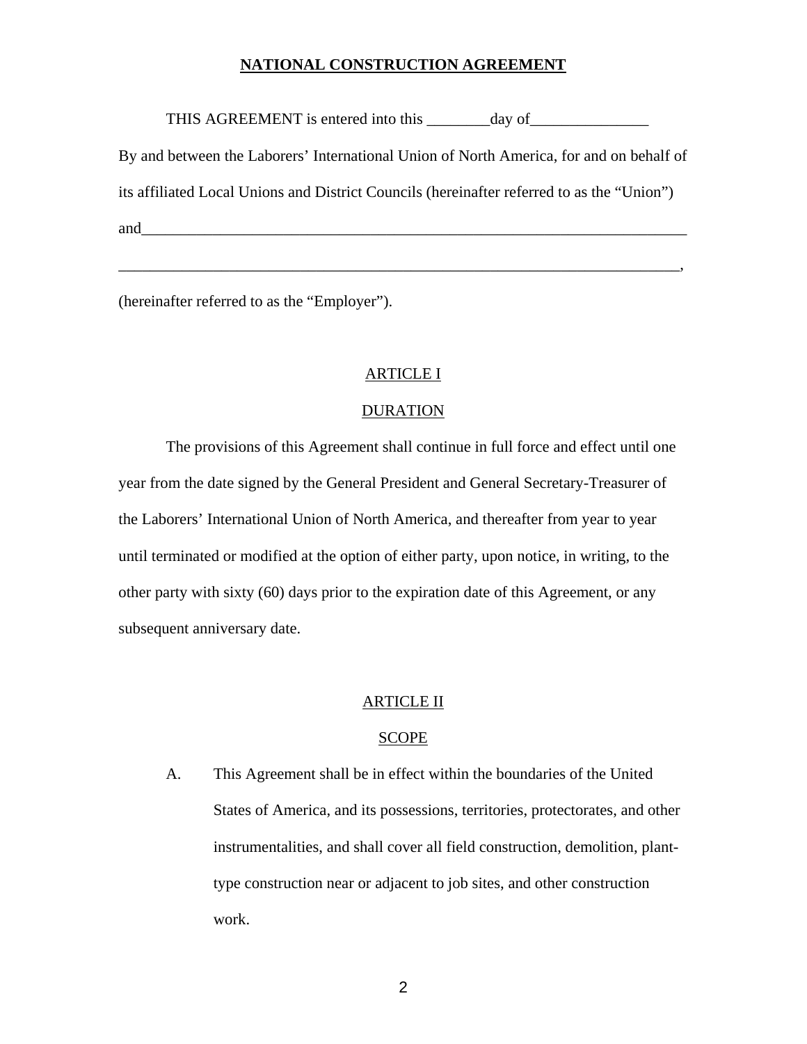# NATIONAL CONSTRUCTION AGREEMENT

THIS AGREEMENT is entered into this ________day of_______________

By and between the Laborers' International Union of North America, for and on behalf of its affiliated Local Unions and District Councils (hereinafter referred to as the "Union") and_________________________________________________________________________

_________________________________________________________________________,

(hereinafter referred to as the "Employer").

## ARTICLE I

## DURATION

The provisions of this Agreement shall continue in full force and effect until one year from the date signed by the General President and General Secretary-Treasurer of the Laborers' International Union of North America, and thereafter from year to year until terminated or modified at the option of either party, upon notice, in writing, to the other party with sixty (60) days prior to the expiration date of this Agreement, or any subsequent anniversary date.

## ARTICLE II

## SCOPE

A. This Agreement shall be in effect within the boundaries of the United States of America, and its possessions, territories, protectorates, and other instrumentalities, and shall cover all field construction, demolition, plant-type construction near or adjacent to job sites, and other construction work.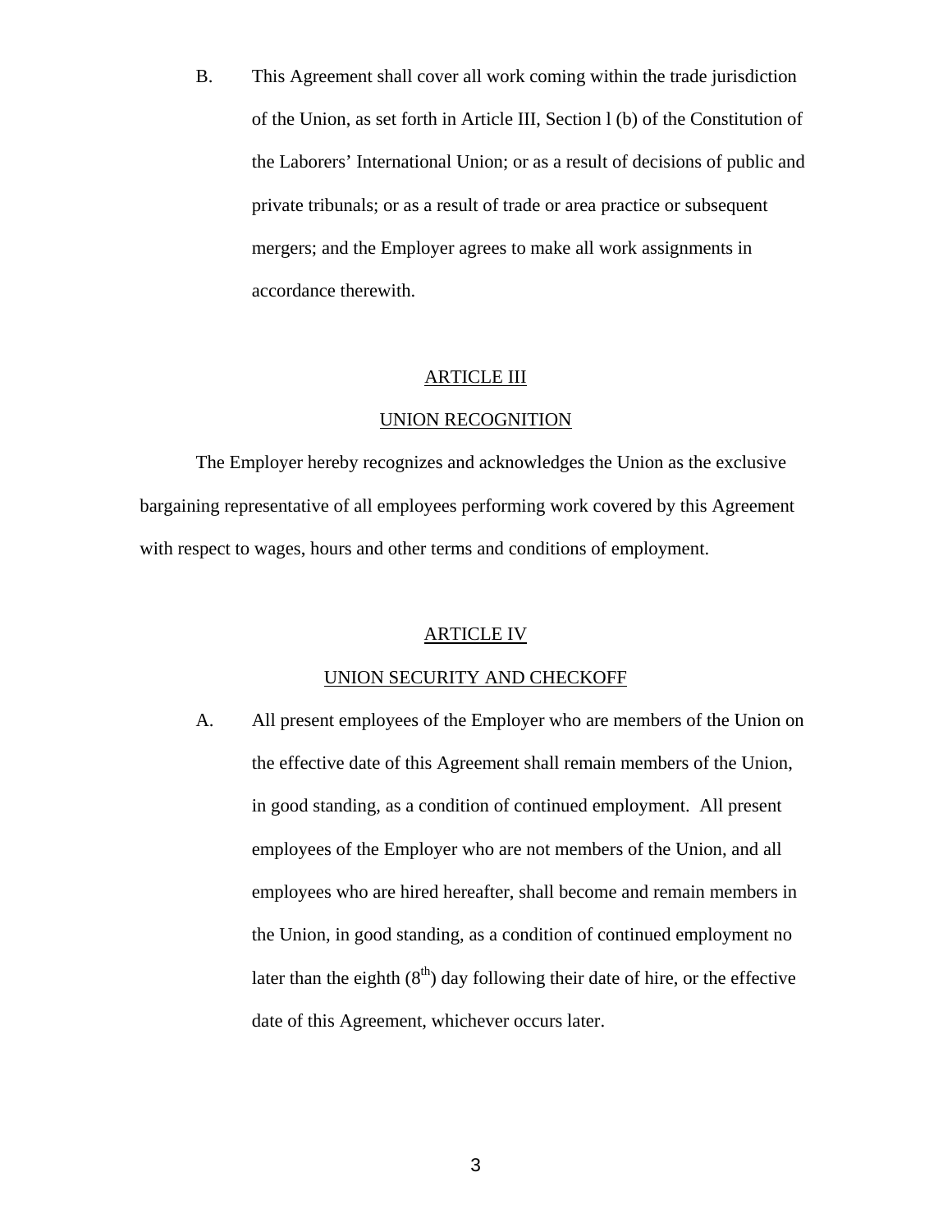B. This Agreement shall cover all work coming within the trade jurisdiction of the Union, as set forth in Article III, Section l (b) of the Constitution of the Laborers' International Union; or as a result of decisions of public and private tribunals; or as a result of trade or area practice or subsequent mergers; and the Employer agrees to make all work assignments in accordance therewith.

## ARTICLE III

## UNION RECOGNITION

The Employer hereby recognizes and acknowledges the Union as the exclusive bargaining representative of all employees performing work covered by this Agreement with respect to wages, hours and other terms and conditions of employment.

## ARTICLE IV

## UNION SECURITY AND CHECKOFF

A. All present employees of the Employer who are members of the Union on the effective date of this Agreement shall remain members of the Union, in good standing, as a condition of continued employment. All present employees of the Employer who are not members of the Union, and all employees who are hired hereafter, shall become and remain members in the Union, in good standing, as a condition of continued employment no later than the eighth (8th) day following their date of hire, or the effective date of this Agreement, whichever occurs later.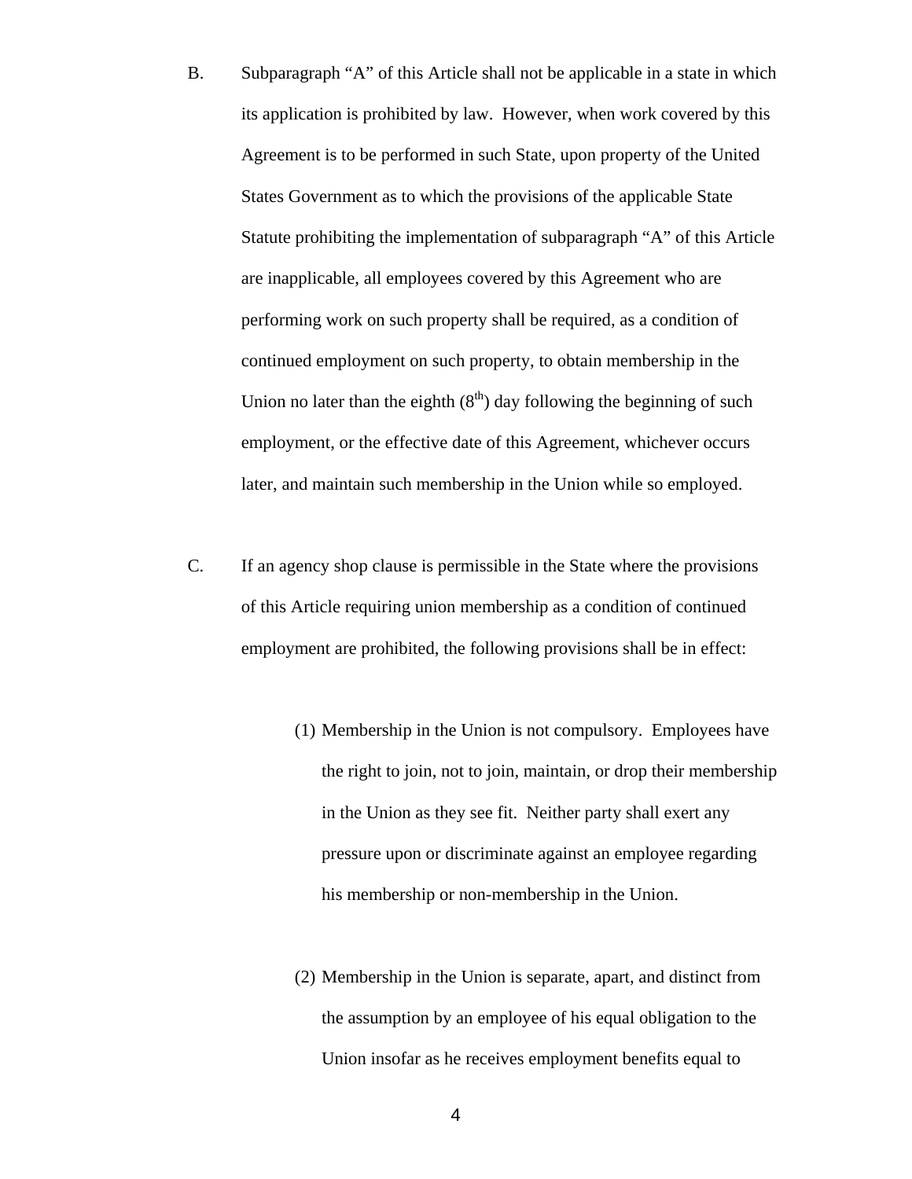B. Subparagraph "A" of this Article shall not be applicable in a state in which its application is prohibited by law. However, when work covered by this Agreement is to be performed in such State, upon property of the United States Government as to which the provisions of the applicable State Statute prohibiting the implementation of subparagraph "A" of this Article are inapplicable, all employees covered by this Agreement who are performing work on such property shall be required, as a condition of continued employment on such property, to obtain membership in the Union no later than the eighth (8th) day following the beginning of such employment, or the effective date of this Agreement, whichever occurs later, and maintain such membership in the Union while so employed.

C. If an agency shop clause is permissible in the State where the provisions of this Article requiring union membership as a condition of continued employment are prohibited, the following provisions shall be in effect:

(1) Membership in the Union is not compulsory. Employees have the right to join, not to join, maintain, or drop their membership in the Union as they see fit. Neither party shall exert any pressure upon or discriminate against an employee regarding his membership or non-membership in the Union.

(2) Membership in the Union is separate, apart, and distinct from the assumption by an employee of his equal obligation to the Union insofar as he receives employment benefits equal to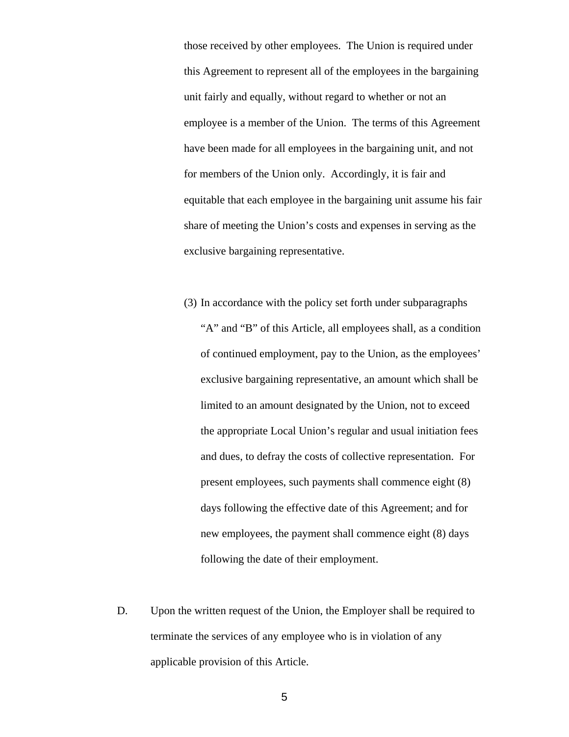those received by other employees. The Union is required under this Agreement to represent all of the employees in the bargaining unit fairly and equally, without regard to whether or not an employee is a member of the Union. The terms of this Agreement have been made for all employees in the bargaining unit, and not for members of the Union only. Accordingly, it is fair and equitable that each employee in the bargaining unit assume his fair share of meeting the Union's costs and expenses in serving as the exclusive bargaining representative.

(3) In accordance with the policy set forth under subparagraphs "A" and "B" of this Article, all employees shall, as a condition of continued employment, pay to the Union, as the employees' exclusive bargaining representative, an amount which shall be limited to an amount designated by the Union, not to exceed the appropriate Local Union's regular and usual initiation fees and dues, to defray the costs of collective representation. For present employees, such payments shall commence eight (8) days following the effective date of this Agreement; and for new employees, the payment shall commence eight (8) days following the date of their employment.

D. Upon the written request of the Union, the Employer shall be required to terminate the services of any employee who is in violation of any applicable provision of this Article.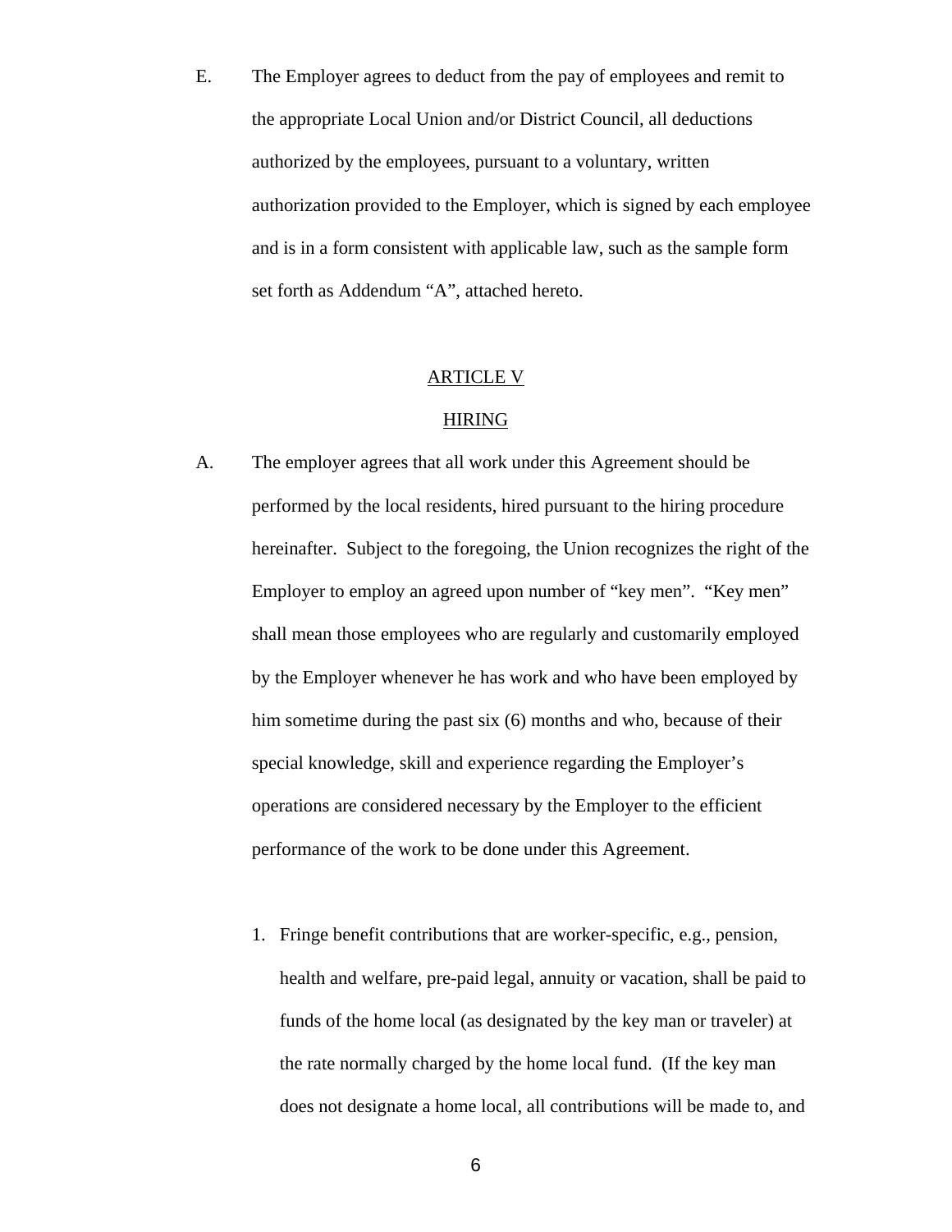E. The Employer agrees to deduct from the pay of employees and remit to the appropriate Local Union and/or District Council, all deductions authorized by the employees, pursuant to a voluntary, written authorization provided to the Employer, which is signed by each employee and is in a form consistent with applicable law, such as the sample form set forth as Addendum “A”, attached hereto.

## ARTICLE V

## HIRING

A. The employer agrees that all work under this Agreement should be performed by the local residents, hired pursuant to the hiring procedure hereinafter. Subject to the foregoing, the Union recognizes the right of the Employer to employ an agreed upon number of “key men”. “Key men” shall mean those employees who are regularly and customarily employed by the Employer whenever he has work and who have been employed by him sometime during the past six (6) months and who, because of their special knowledge, skill and experience regarding the Employer’s operations are considered necessary by the Employer to the efficient performance of the work to be done under this Agreement.

1. Fringe benefit contributions that are worker-specific, e.g., pension, health and welfare, pre-paid legal, annuity or vacation, shall be paid to funds of the home local (as designated by the key man or traveler) at the rate normally charged by the home local fund. (If the key man does not designate a home local, all contributions will be made to, and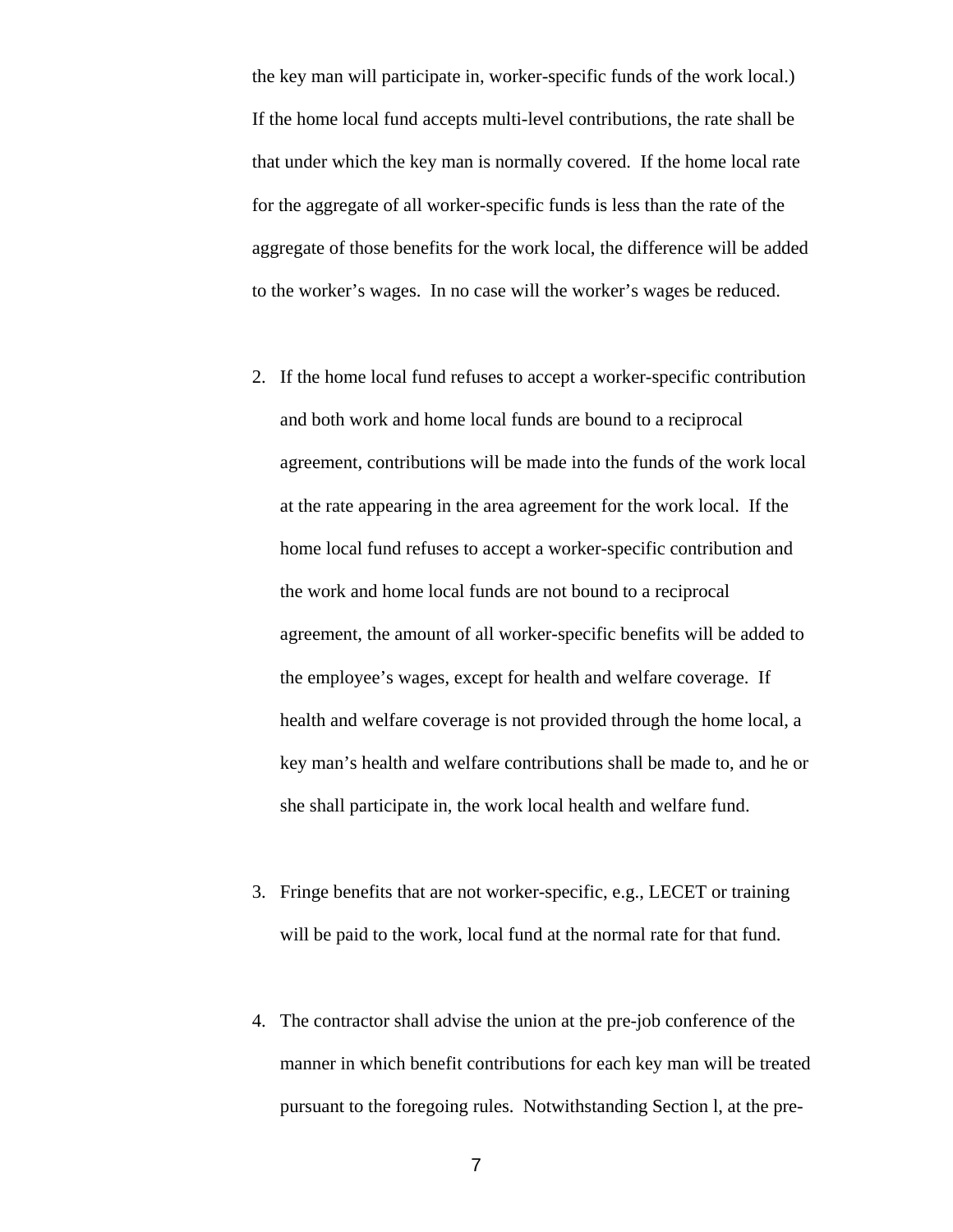the key man will participate in, worker-specific funds of the work local.) If the home local fund accepts multi-level contributions, the rate shall be that under which the key man is normally covered. If the home local rate for the aggregate of all worker-specific funds is less than the rate of the aggregate of those benefits for the work local, the difference will be added to the worker's wages. In no case will the worker's wages be reduced.

2. If the home local fund refuses to accept a worker-specific contribution and both work and home local funds are bound to a reciprocal agreement, contributions will be made into the funds of the work local at the rate appearing in the area agreement for the work local. If the home local fund refuses to accept a worker-specific contribution and the work and home local funds are not bound to a reciprocal agreement, the amount of all worker-specific benefits will be added to the employee's wages, except for health and welfare coverage. If health and welfare coverage is not provided through the home local, a key man's health and welfare contributions shall be made to, and he or she shall participate in, the work local health and welfare fund.

3. Fringe benefits that are not worker-specific, e.g., LECET or training will be paid to the work, local fund at the normal rate for that fund.

4. The contractor shall advise the union at the pre-job conference of the manner in which benefit contributions for each key man will be treated pursuant to the foregoing rules. Notwithstanding Section l, at the pre-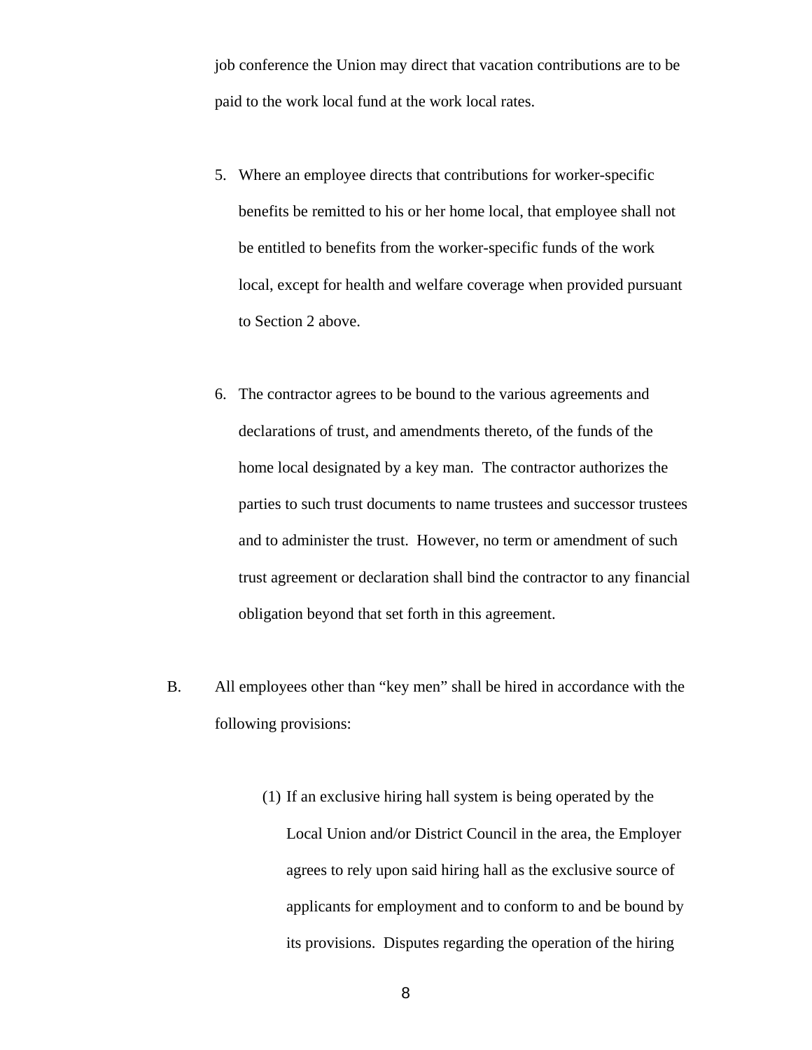job conference the Union may direct that vacation contributions are to be paid to the work local fund at the work local rates.

5. Where an employee directs that contributions for worker-specific benefits be remitted to his or her home local, that employee shall not be entitled to benefits from the worker-specific funds of the work local, except for health and welfare coverage when provided pursuant to Section 2 above.

6. The contractor agrees to be bound to the various agreements and declarations of trust, and amendments thereto, of the funds of the home local designated by a key man. The contractor authorizes the parties to such trust documents to name trustees and successor trustees and to administer the trust. However, no term or amendment of such trust agreement or declaration shall bind the contractor to any financial obligation beyond that set forth in this agreement.

B. All employees other than "key men" shall be hired in accordance with the following provisions:

(1) If an exclusive hiring hall system is being operated by the Local Union and/or District Council in the area, the Employer agrees to rely upon said hiring hall as the exclusive source of applicants for employment and to conform to and be bound by its provisions. Disputes regarding the operation of the hiring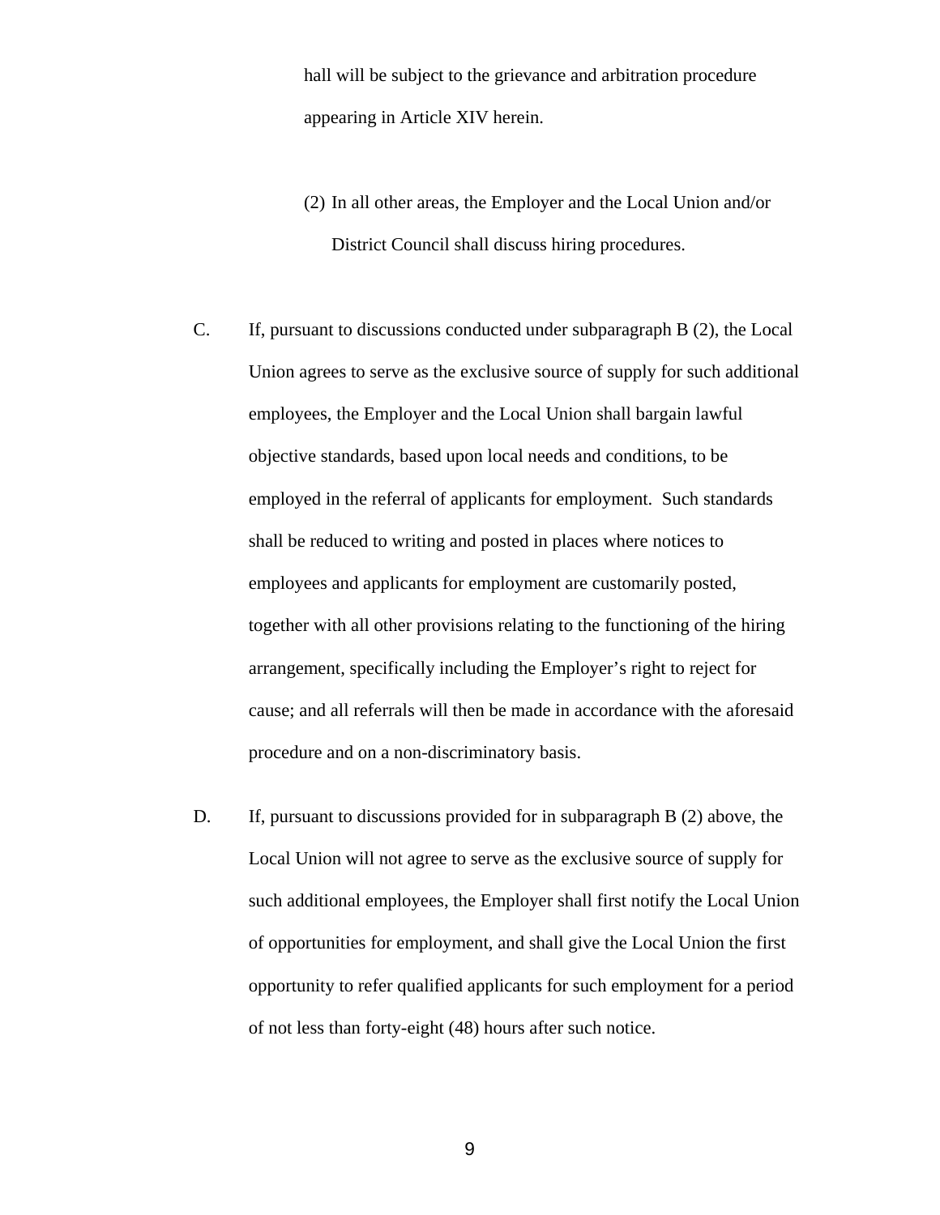hall will be subject to the grievance and arbitration procedure appearing in Article XIV herein.

(2) In all other areas, the Employer and the Local Union and/or District Council shall discuss hiring procedures.

C. If, pursuant to discussions conducted under subparagraph B (2), the Local Union agrees to serve as the exclusive source of supply for such additional employees, the Employer and the Local Union shall bargain lawful objective standards, based upon local needs and conditions, to be employed in the referral of applicants for employment. Such standards shall be reduced to writing and posted in places where notices to employees and applicants for employment are customarily posted, together with all other provisions relating to the functioning of the hiring arrangement, specifically including the Employer's right to reject for cause; and all referrals will then be made in accordance with the aforesaid procedure and on a non-discriminatory basis.

D. If, pursuant to discussions provided for in subparagraph B (2) above, the Local Union will not agree to serve as the exclusive source of supply for such additional employees, the Employer shall first notify the Local Union of opportunities for employment, and shall give the Local Union the first opportunity to refer qualified applicants for such employment for a period of not less than forty-eight (48) hours after such notice.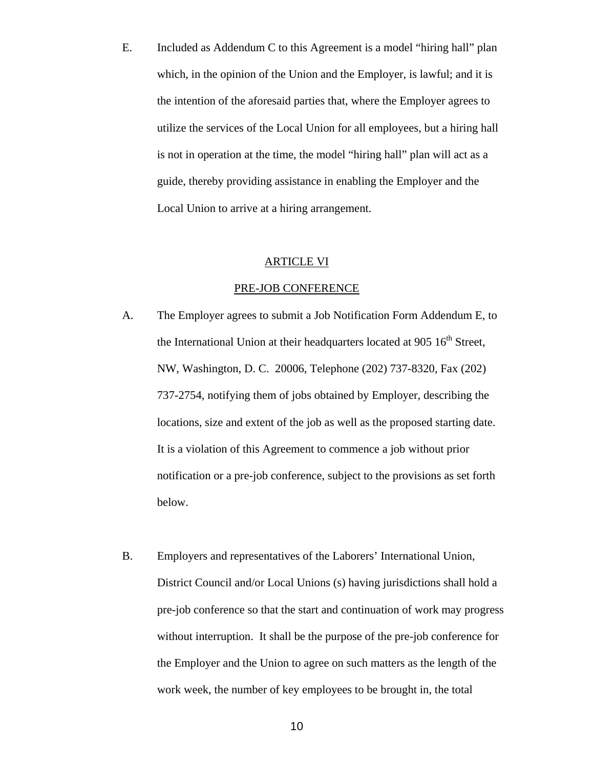E. Included as Addendum C to this Agreement is a model "hiring hall" plan which, in the opinion of the Union and the Employer, is lawful; and it is the intention of the aforesaid parties that, where the Employer agrees to utilize the services of the Local Union for all employees, but a hiring hall is not in operation at the time, the model "hiring hall" plan will act as a guide, thereby providing assistance in enabling the Employer and the Local Union to arrive at a hiring arrangement.

## ARTICLE VI

## PRE-JOB CONFERENCE

A. The Employer agrees to submit a Job Notification Form Addendum E, to the International Union at their headquarters located at 905 16th Street, NW, Washington, D. C. 20006, Telephone (202) 737-8320, Fax (202) 737-2754, notifying them of jobs obtained by Employer, describing the locations, size and extent of the job as well as the proposed starting date. It is a violation of this Agreement to commence a job without prior notification or a pre-job conference, subject to the provisions as set forth below.

B. Employers and representatives of the Laborers' International Union, District Council and/or Local Unions (s) having jurisdictions shall hold a pre-job conference so that the start and continuation of work may progress without interruption. It shall be the purpose of the pre-job conference for the Employer and the Union to agree on such matters as the length of the work week, the number of key employees to be brought in, the total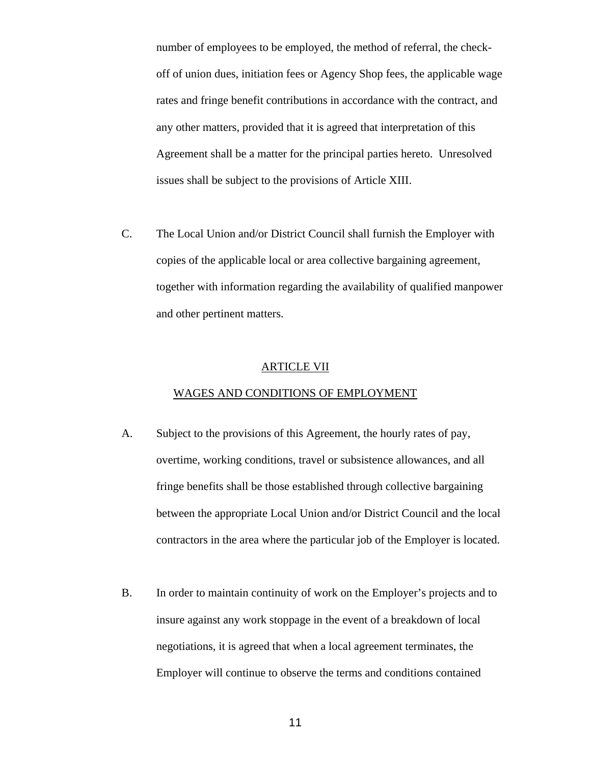number of employees to be employed, the method of referral, the check-off of union dues, initiation fees or Agency Shop fees, the applicable wage rates and fringe benefit contributions in accordance with the contract, and any other matters, provided that it is agreed that interpretation of this Agreement shall be a matter for the principal parties hereto. Unresolved issues shall be subject to the provisions of Article XIII.

C. The Local Union and/or District Council shall furnish the Employer with copies of the applicable local or area collective bargaining agreement, together with information regarding the availability of qualified manpower and other pertinent matters.

## ARTICLE VII

## WAGES AND CONDITIONS OF EMPLOYMENT

A. Subject to the provisions of this Agreement, the hourly rates of pay, overtime, working conditions, travel or subsistence allowances, and all fringe benefits shall be those established through collective bargaining between the appropriate Local Union and/or District Council and the local contractors in the area where the particular job of the Employer is located.

B. In order to maintain continuity of work on the Employer's projects and to insure against any work stoppage in the event of a breakdown of local negotiations, it is agreed that when a local agreement terminates, the Employer will continue to observe the terms and conditions contained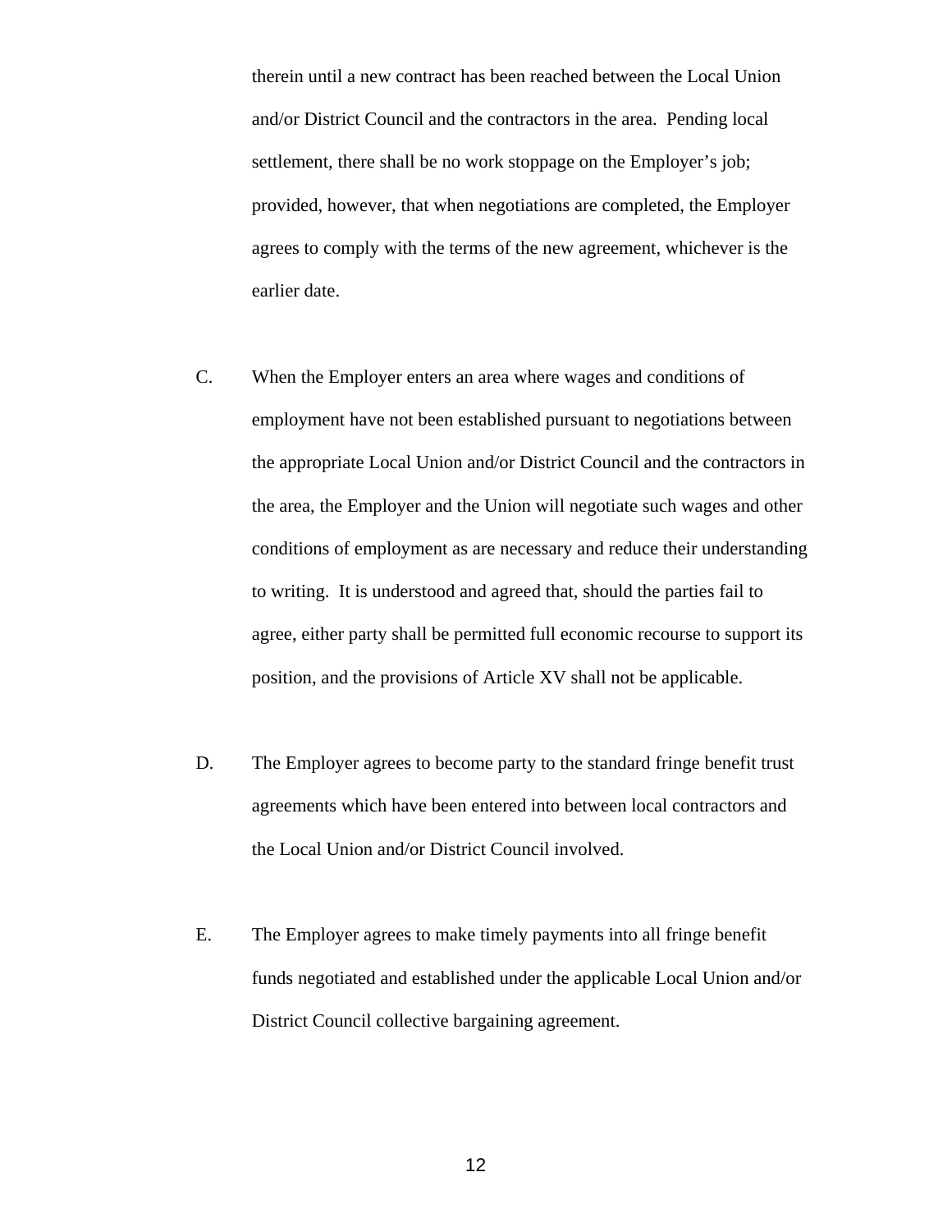therein until a new contract has been reached between the Local Union and/or District Council and the contractors in the area. Pending local settlement, there shall be no work stoppage on the Employer's job; provided, however, that when negotiations are completed, the Employer agrees to comply with the terms of the new agreement, whichever is the earlier date.

C. When the Employer enters an area where wages and conditions of employment have not been established pursuant to negotiations between the appropriate Local Union and/or District Council and the contractors in the area, the Employer and the Union will negotiate such wages and other conditions of employment as are necessary and reduce their understanding to writing. It is understood and agreed that, should the parties fail to agree, either party shall be permitted full economic recourse to support its position, and the provisions of Article XV shall not be applicable.

D. The Employer agrees to become party to the standard fringe benefit trust agreements which have been entered into between local contractors and the Local Union and/or District Council involved.

E. The Employer agrees to make timely payments into all fringe benefit funds negotiated and established under the applicable Local Union and/or District Council collective bargaining agreement.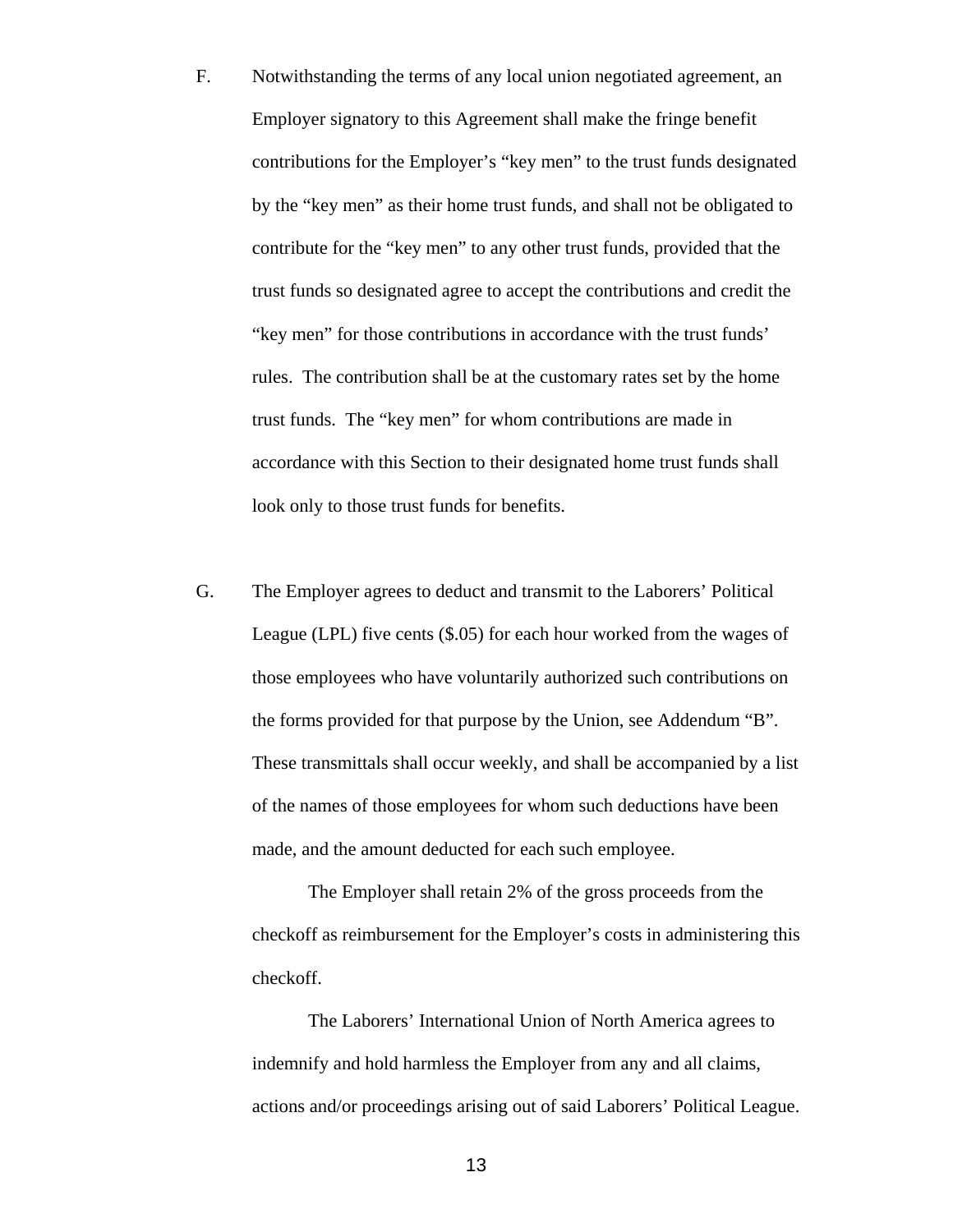F. Notwithstanding the terms of any local union negotiated agreement, an Employer signatory to this Agreement shall make the fringe benefit contributions for the Employer's "key men" to the trust funds designated by the "key men" as their home trust funds, and shall not be obligated to contribute for the "key men" to any other trust funds, provided that the trust funds so designated agree to accept the contributions and credit the "key men" for those contributions in accordance with the trust funds' rules. The contribution shall be at the customary rates set by the home trust funds. The "key men" for whom contributions are made in accordance with this Section to their designated home trust funds shall look only to those trust funds for benefits.

G. The Employer agrees to deduct and transmit to the Laborers' Political League (LPL) five cents ($.05) for each hour worked from the wages of those employees who have voluntarily authorized such contributions on the forms provided for that purpose by the Union, see Addendum "B". These transmittals shall occur weekly, and shall be accompanied by a list of the names of those employees for whom such deductions have been made, and the amount deducted for each such employee.

The Employer shall retain 2% of the gross proceeds from the checkoff as reimbursement for the Employer's costs in administering this checkoff.

The Laborers' International Union of North America agrees to indemnify and hold harmless the Employer from any and all claims, actions and/or proceedings arising out of said Laborers' Political League.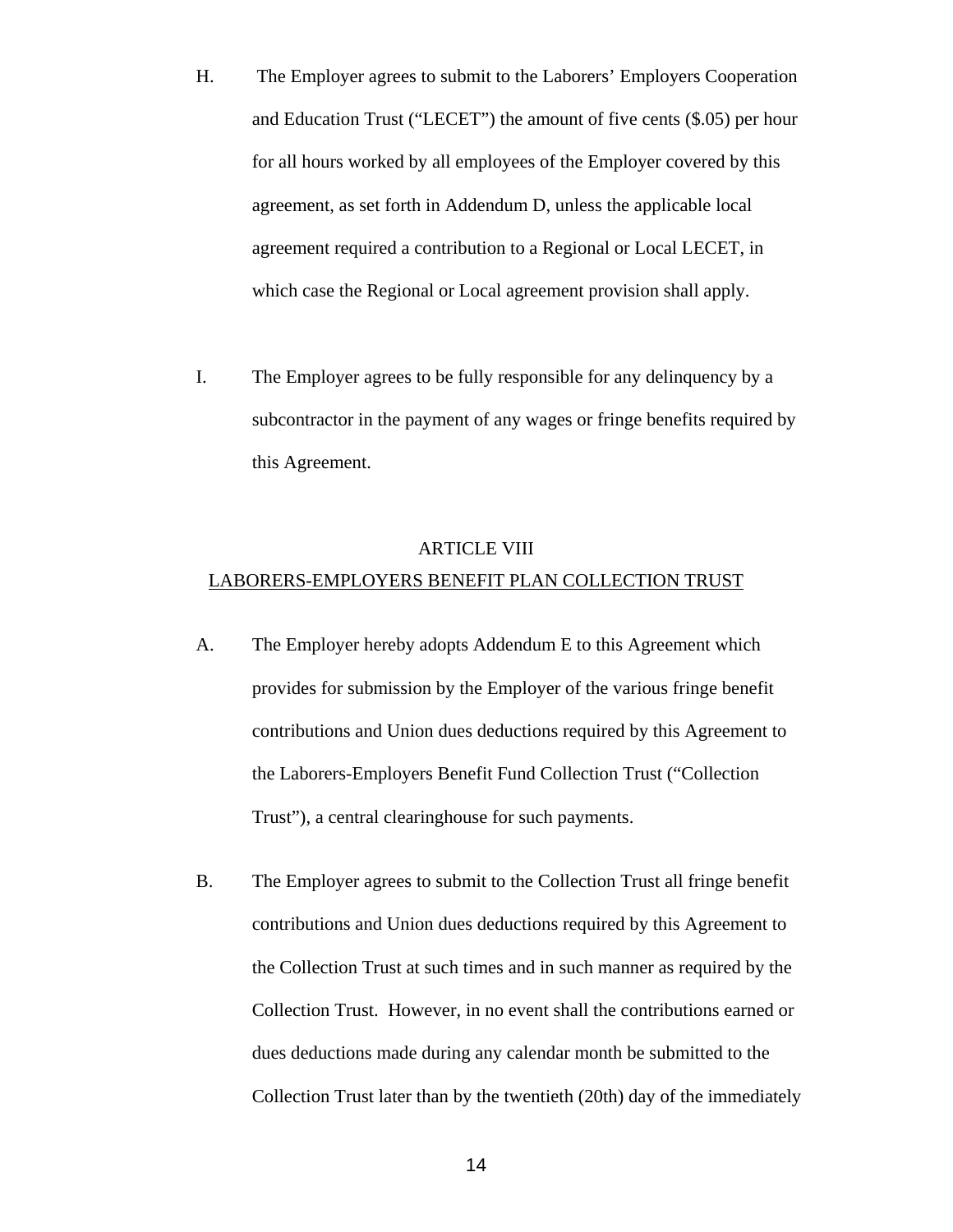H. The Employer agrees to submit to the Laborers' Employers Cooperation and Education Trust ("LECET") the amount of five cents ($.05) per hour for all hours worked by all employees of the Employer covered by this agreement, as set forth in Addendum D, unless the applicable local agreement required a contribution to a Regional or Local LECET, in which case the Regional or Local agreement provision shall apply.

I. The Employer agrees to be fully responsible for any delinquency by a subcontractor in the payment of any wages or fringe benefits required by this Agreement.

## ARTICLE VIII
## LABORERS-EMPLOYERS BENEFIT PLAN COLLECTION TRUST

A. The Employer hereby adopts Addendum E to this Agreement which provides for submission by the Employer of the various fringe benefit contributions and Union dues deductions required by this Agreement to the Laborers-Employers Benefit Fund Collection Trust ("Collection Trust"), a central clearinghouse for such payments.

B. The Employer agrees to submit to the Collection Trust all fringe benefit contributions and Union dues deductions required by this Agreement to the Collection Trust at such times and in such manner as required by the Collection Trust. However, in no event shall the contributions earned or dues deductions made during any calendar month be submitted to the Collection Trust later than by the twentieth (20th) day of the immediately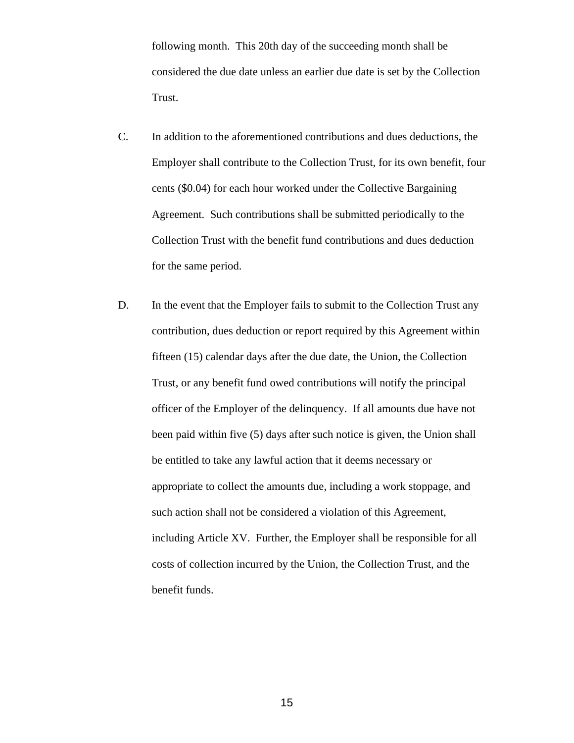following month. This 20th day of the succeeding month shall be considered the due date unless an earlier due date is set by the Collection Trust.

C. In addition to the aforementioned contributions and dues deductions, the Employer shall contribute to the Collection Trust, for its own benefit, four cents ($0.04) for each hour worked under the Collective Bargaining Agreement. Such contributions shall be submitted periodically to the Collection Trust with the benefit fund contributions and dues deduction for the same period.

D. In the event that the Employer fails to submit to the Collection Trust any contribution, dues deduction or report required by this Agreement within fifteen (15) calendar days after the due date, the Union, the Collection Trust, or any benefit fund owed contributions will notify the principal officer of the Employer of the delinquency. If all amounts due have not been paid within five (5) days after such notice is given, the Union shall be entitled to take any lawful action that it deems necessary or appropriate to collect the amounts due, including a work stoppage, and such action shall not be considered a violation of this Agreement, including Article XV. Further, the Employer shall be responsible for all costs of collection incurred by the Union, the Collection Trust, and the benefit funds.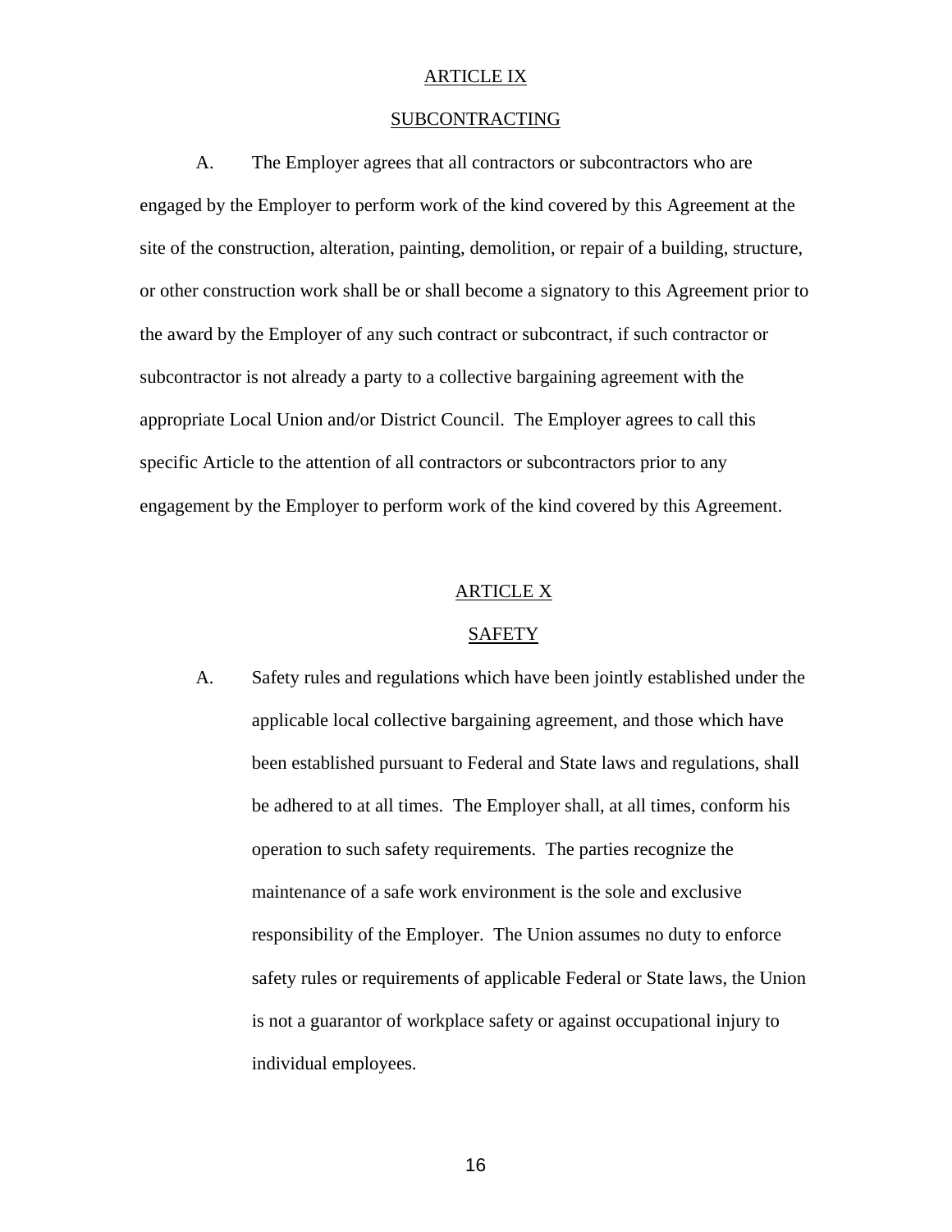## ARTICLE IX

## SUBCONTRACTING

A. The Employer agrees that all contractors or subcontractors who are engaged by the Employer to perform work of the kind covered by this Agreement at the site of the construction, alteration, painting, demolition, or repair of a building, structure, or other construction work shall be or shall become a signatory to this Agreement prior to the award by the Employer of any such contract or subcontract, if such contractor or subcontractor is not already a party to a collective bargaining agreement with the appropriate Local Union and/or District Council. The Employer agrees to call this specific Article to the attention of all contractors or subcontractors prior to any engagement by the Employer to perform work of the kind covered by this Agreement.

## ARTICLE X

## SAFETY

A. Safety rules and regulations which have been jointly established under the applicable local collective bargaining agreement, and those which have been established pursuant to Federal and State laws and regulations, shall be adhered to at all times. The Employer shall, at all times, conform his operation to such safety requirements. The parties recognize the maintenance of a safe work environment is the sole and exclusive responsibility of the Employer. The Union assumes no duty to enforce safety rules or requirements of applicable Federal or State laws, the Union is not a guarantor of workplace safety or against occupational injury to individual employees.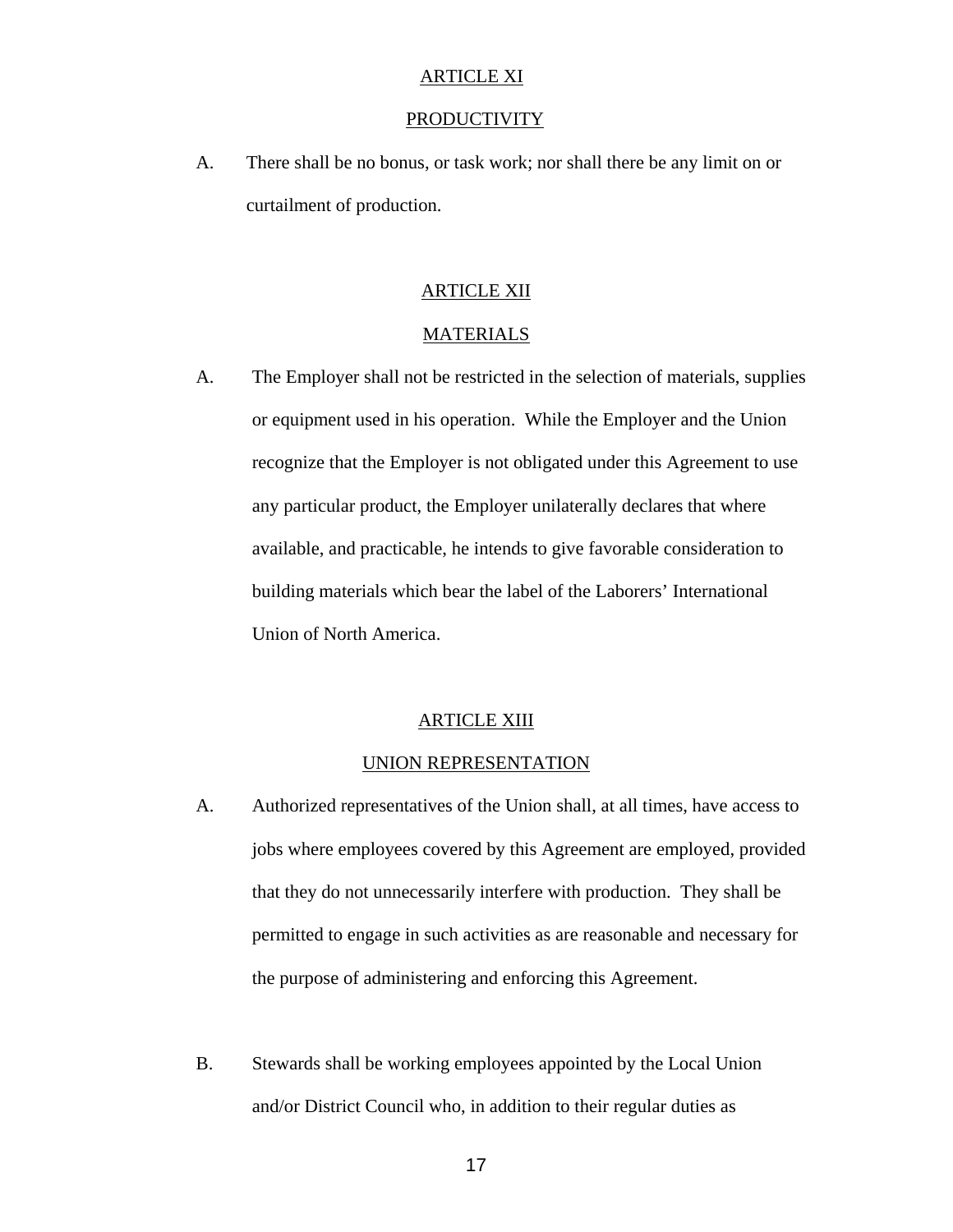## ARTICLE XI

## PRODUCTIVITY

A. There shall be no bonus, or task work; nor shall there be any limit on or curtailment of production.

## ARTICLE XII

## MATERIALS

A. The Employer shall not be restricted in the selection of materials, supplies or equipment used in his operation. While the Employer and the Union recognize that the Employer is not obligated under this Agreement to use any particular product, the Employer unilaterally declares that where available, and practicable, he intends to give favorable consideration to building materials which bear the label of the Laborers' International Union of North America.

## ARTICLE XIII

## UNION REPRESENTATION

A. Authorized representatives of the Union shall, at all times, have access to jobs where employees covered by this Agreement are employed, provided that they do not unnecessarily interfere with production. They shall be permitted to engage in such activities as are reasonable and necessary for the purpose of administering and enforcing this Agreement.

B. Stewards shall be working employees appointed by the Local Union and/or District Council who, in addition to their regular duties as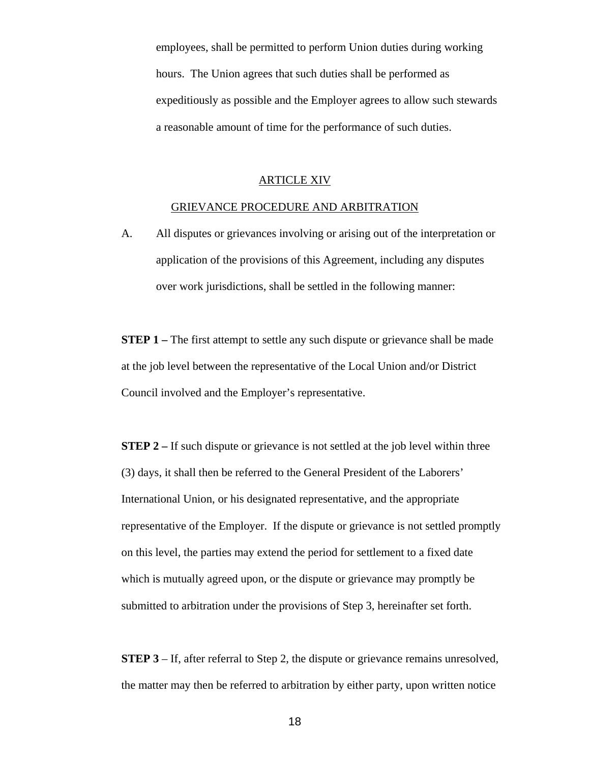employees, shall be permitted to perform Union duties during working hours. The Union agrees that such duties shall be performed as expeditiously as possible and the Employer agrees to allow such stewards a reasonable amount of time for the performance of such duties.

## ARTICLE XIV

## GRIEVANCE PROCEDURE AND ARBITRATION

A. All disputes or grievances involving or arising out of the interpretation or application of the provisions of this Agreement, including any disputes over work jurisdictions, shall be settled in the following manner:

**STEP 1 –** The first attempt to settle any such dispute or grievance shall be made at the job level between the representative of the Local Union and/or District Council involved and the Employer's representative.

**STEP 2 –** If such dispute or grievance is not settled at the job level within three (3) days, it shall then be referred to the General President of the Laborers' International Union, or his designated representative, and the appropriate representative of the Employer. If the dispute or grievance is not settled promptly on this level, the parties may extend the period for settlement to a fixed date which is mutually agreed upon, or the dispute or grievance may promptly be submitted to arbitration under the provisions of Step 3, hereinafter set forth.

**STEP 3** – If, after referral to Step 2, the dispute or grievance remains unresolved, the matter may then be referred to arbitration by either party, upon written notice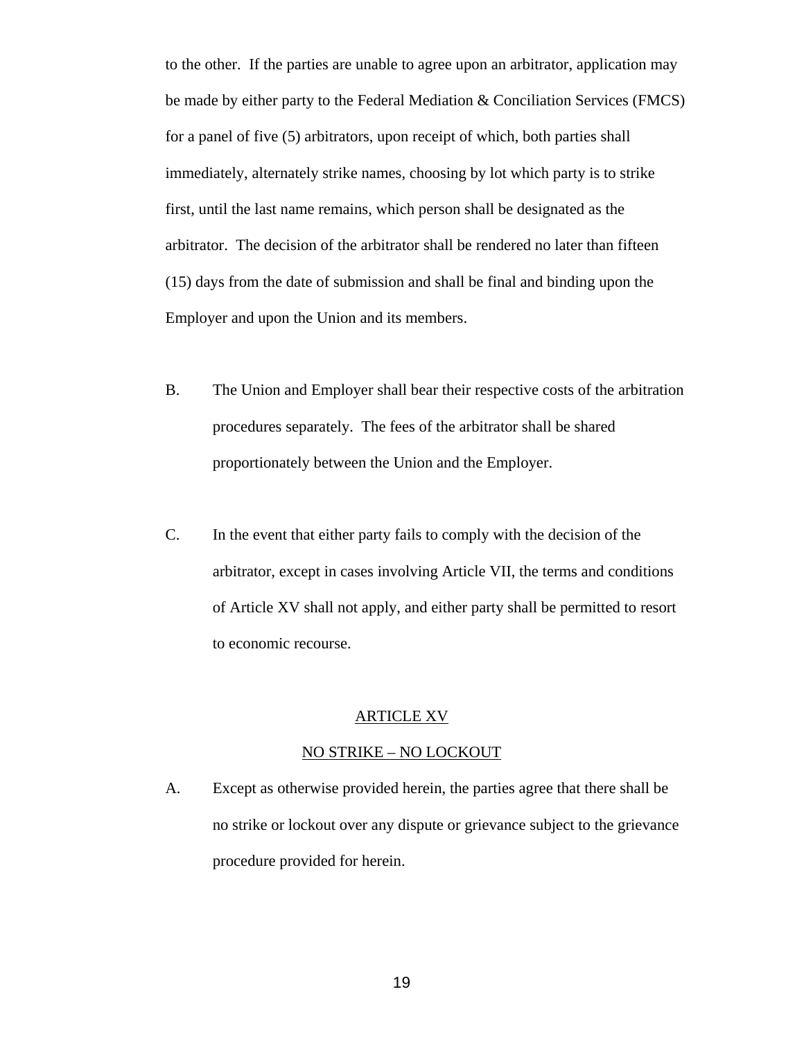to the other. If the parties are unable to agree upon an arbitrator, application may be made by either party to the Federal Mediation & Conciliation Services (FMCS) for a panel of five (5) arbitrators, upon receipt of which, both parties shall immediately, alternately strike names, choosing by lot which party is to strike first, until the last name remains, which person shall be designated as the arbitrator. The decision of the arbitrator shall be rendered no later than fifteen (15) days from the date of submission and shall be final and binding upon the Employer and upon the Union and its members.

B. The Union and Employer shall bear their respective costs of the arbitration procedures separately. The fees of the arbitrator shall be shared proportionately between the Union and the Employer.

C. In the event that either party fails to comply with the decision of the arbitrator, except in cases involving Article VII, the terms and conditions of Article XV shall not apply, and either party shall be permitted to resort to economic recourse.

## ARTICLE XV

## NO STRIKE – NO LOCKOUT

A. Except as otherwise provided herein, the parties agree that there shall be no strike or lockout over any dispute or grievance subject to the grievance procedure provided for herein.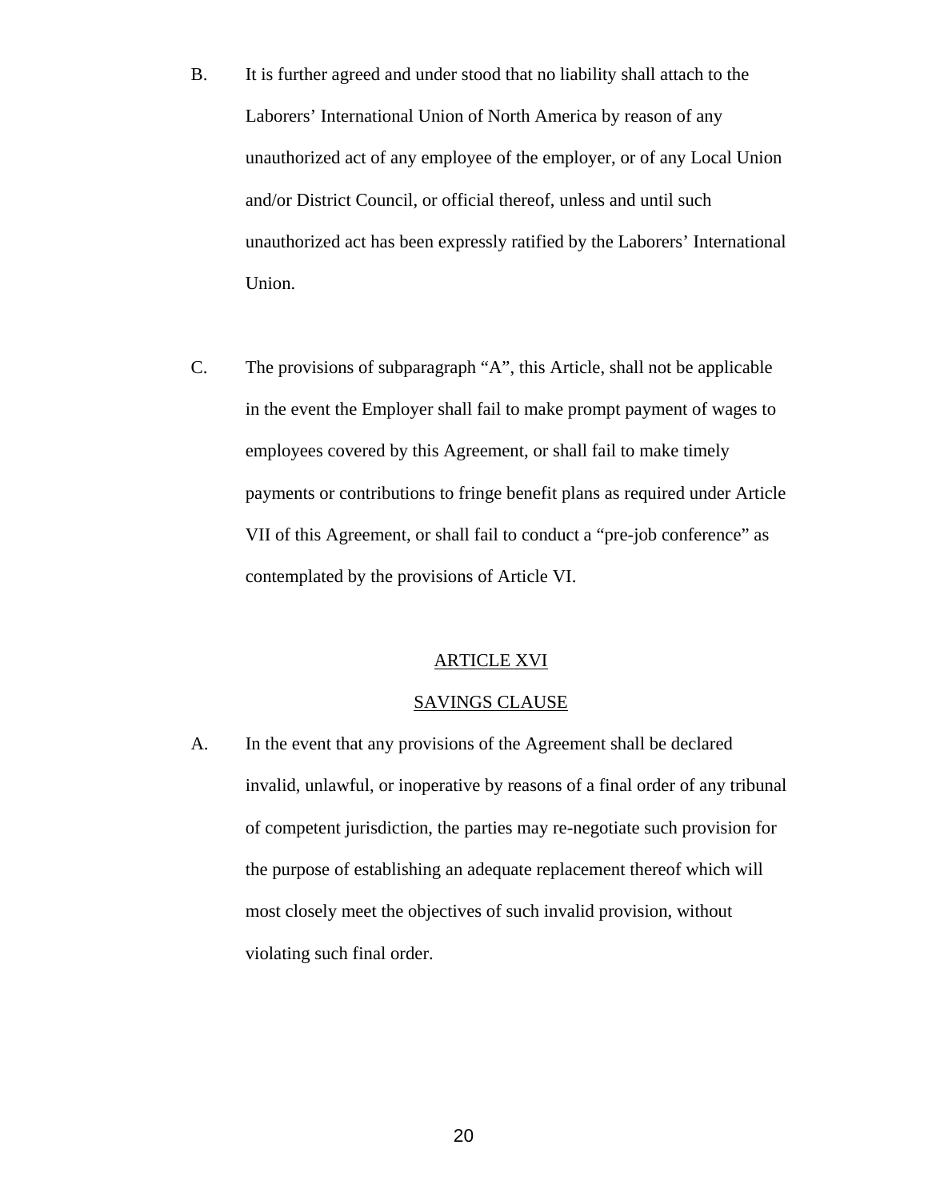B. It is further agreed and under stood that no liability shall attach to the Laborers' International Union of North America by reason of any unauthorized act of any employee of the employer, or of any Local Union and/or District Council, or official thereof, unless and until such unauthorized act has been expressly ratified by the Laborers' International Union.

C. The provisions of subparagraph "A", this Article, shall not be applicable in the event the Employer shall fail to make prompt payment of wages to employees covered by this Agreement, or shall fail to make timely payments or contributions to fringe benefit plans as required under Article VII of this Agreement, or shall fail to conduct a "pre-job conference" as contemplated by the provisions of Article VI.

## ARTICLE XVI

## SAVINGS CLAUSE

A. In the event that any provisions of the Agreement shall be declared invalid, unlawful, or inoperative by reasons of a final order of any tribunal of competent jurisdiction, the parties may re-negotiate such provision for the purpose of establishing an adequate replacement thereof which will most closely meet the objectives of such invalid provision, without violating such final order.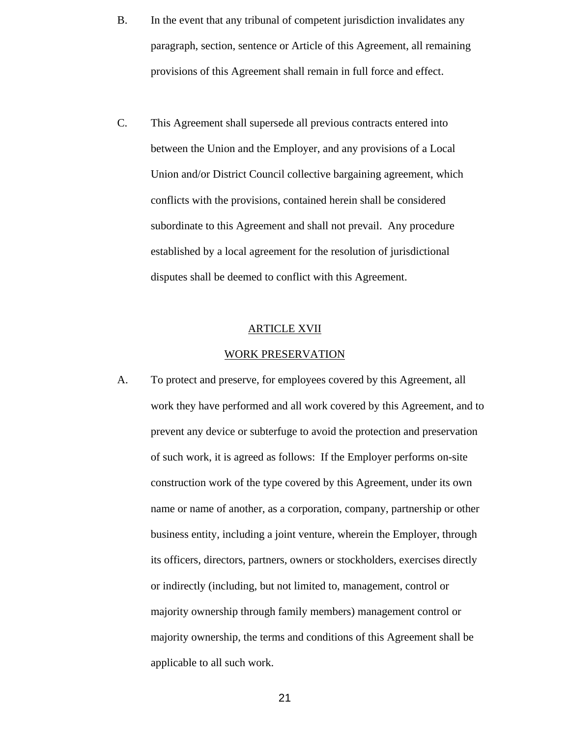B. In the event that any tribunal of competent jurisdiction invalidates any paragraph, section, sentence or Article of this Agreement, all remaining provisions of this Agreement shall remain in full force and effect.

C. This Agreement shall supersede all previous contracts entered into between the Union and the Employer, and any provisions of a Local Union and/or District Council collective bargaining agreement, which conflicts with the provisions, contained herein shall be considered subordinate to this Agreement and shall not prevail. Any procedure established by a local agreement for the resolution of jurisdictional disputes shall be deemed to conflict with this Agreement.

## ARTICLE XVII

## WORK PRESERVATION

A. To protect and preserve, for employees covered by this Agreement, all work they have performed and all work covered by this Agreement, and to prevent any device or subterfuge to avoid the protection and preservation of such work, it is agreed as follows: If the Employer performs on-site construction work of the type covered by this Agreement, under its own name or name of another, as a corporation, company, partnership or other business entity, including a joint venture, wherein the Employer, through its officers, directors, partners, owners or stockholders, exercises directly or indirectly (including, but not limited to, management, control or majority ownership through family members) management control or majority ownership, the terms and conditions of this Agreement shall be applicable to all such work.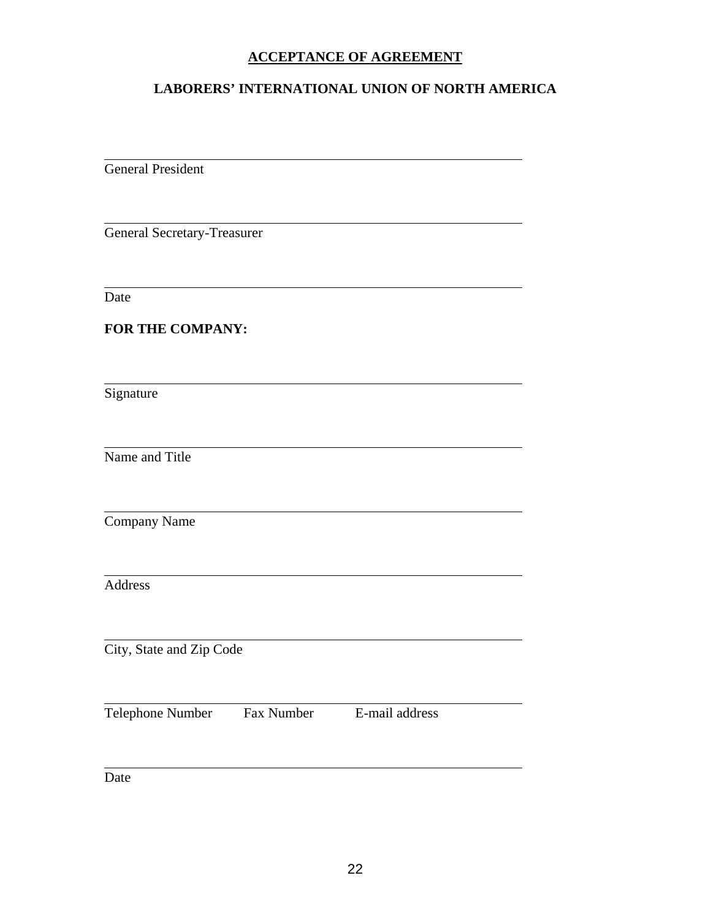## ACCEPTANCE OF AGREEMENT

### LABORERS' INTERNATIONAL UNION OF NORTH AMERICA

\_\_\_\_\_\_\_\_\_\_\_\_\_\_\_\_\_\_\_\_\_\_\_\_\_\_\_\_\_\_\_\_\_\_\_\_\_\_\_\_\_\_\_\_\_\_\_\_\_\_

General President

\_\_\_\_\_\_\_\_\_\_\_\_\_\_\_\_\_\_\_\_\_\_\_\_\_\_\_\_\_\_\_\_\_\_\_\_\_\_\_\_\_\_\_\_\_\_\_\_\_\_

General Secretary-Treasurer

\_\_\_\_\_\_\_\_\_\_\_\_\_\_\_\_\_\_\_\_\_\_\_\_\_\_\_\_\_\_\_\_\_\_\_\_\_\_\_\_\_\_\_\_\_\_\_\_\_\_

Date

**FOR THE COMPANY:**

\_\_\_\_\_\_\_\_\_\_\_\_\_\_\_\_\_\_\_\_\_\_\_\_\_\_\_\_\_\_\_\_\_\_\_\_\_\_\_\_\_\_\_\_\_\_\_\_\_\_

Signature

\_\_\_\_\_\_\_\_\_\_\_\_\_\_\_\_\_\_\_\_\_\_\_\_\_\_\_\_\_\_\_\_\_\_\_\_\_\_\_\_\_\_\_\_\_\_\_\_\_\_

Name and Title

\_\_\_\_\_\_\_\_\_\_\_\_\_\_\_\_\_\_\_\_\_\_\_\_\_\_\_\_\_\_\_\_\_\_\_\_\_\_\_\_\_\_\_\_\_\_\_\_\_\_

Company Name

\_\_\_\_\_\_\_\_\_\_\_\_\_\_\_\_\_\_\_\_\_\_\_\_\_\_\_\_\_\_\_\_\_\_\_\_\_\_\_\_\_\_\_\_\_\_\_\_\_\_

Address

\_\_\_\_\_\_\_\_\_\_\_\_\_\_\_\_\_\_\_\_\_\_\_\_\_\_\_\_\_\_\_\_\_\_\_\_\_\_\_\_\_\_\_\_\_\_\_\_\_\_

City, State and Zip Code

\_\_\_\_\_\_\_\_\_\_\_\_\_\_\_\_\_\_\_\_\_\_\_\_\_\_\_\_\_\_\_\_\_\_\_\_\_\_\_\_\_\_\_\_\_\_\_\_\_\_

Telephone Number        Fax Number        E-mail address

\_\_\_\_\_\_\_\_\_\_\_\_\_\_\_\_\_\_\_\_\_\_\_\_\_\_\_\_\_\_\_\_\_\_\_\_\_\_\_\_\_\_\_\_\_\_\_\_\_\_

Date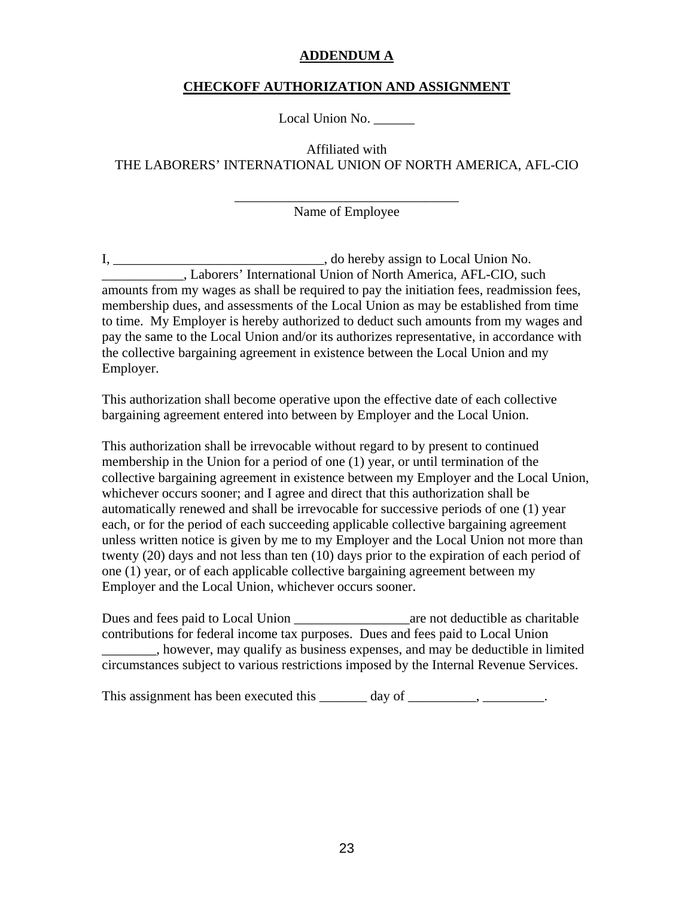# ADDENDUM A

## CHECKOFF AUTHORIZATION AND ASSIGNMENT

Local Union No. ______

Affiliated with
THE LABORERS' INTERNATIONAL UNION OF NORTH AMERICA, AFL-CIO

_________________________________
Name of Employee

I, _______________________________, do hereby assign to Local Union No. ____________, Laborers' International Union of North America, AFL-CIO, such amounts from my wages as shall be required to pay the initiation fees, readmission fees, membership dues, and assessments of the Local Union as may be established from time to time. My Employer is hereby authorized to deduct such amounts from my wages and pay the same to the Local Union and/or its authorizes representative, in accordance with the collective bargaining agreement in existence between the Local Union and my Employer.

This authorization shall become operative upon the effective date of each collective bargaining agreement entered into between by Employer and the Local Union.

This authorization shall be irrevocable without regard to by present to continued membership in the Union for a period of one (1) year, or until termination of the collective bargaining agreement in existence between my Employer and the Local Union, whichever occurs sooner; and I agree and direct that this authorization shall be automatically renewed and shall be irrevocable for successive periods of one (1) year each, or for the period of each succeeding applicable collective bargaining agreement unless written notice is given by me to my Employer and the Local Union not more than twenty (20) days and not less than ten (10) days prior to the expiration of each period of one (1) year, or of each applicable collective bargaining agreement between my Employer and the Local Union, whichever occurs sooner.

Dues and fees paid to Local Union _________________are not deductible as charitable contributions for federal income tax purposes. Dues and fees paid to Local Union ________, however, may qualify as business expenses, and may be deductible in limited circumstances subject to various restrictions imposed by the Internal Revenue Services.

This assignment has been executed this _______ day of __________, _________.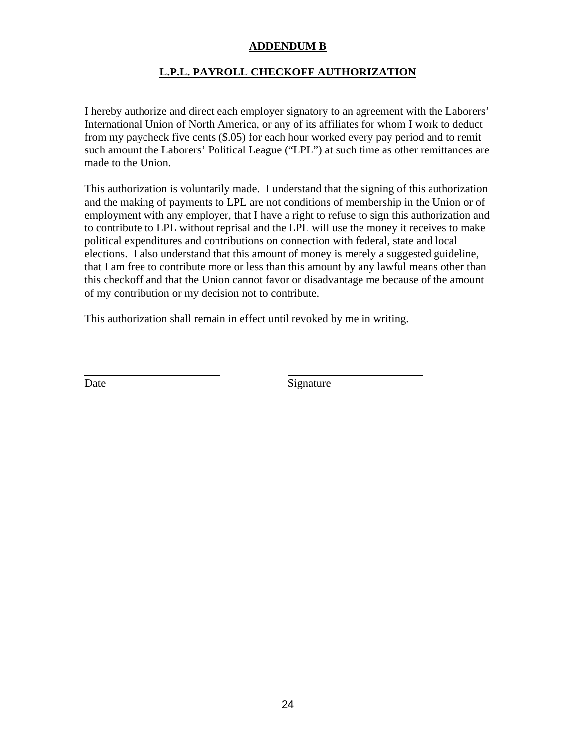## ADDENDUM B

## L.P.L. PAYROLL CHECKOFF AUTHORIZATION

I hereby authorize and direct each employer signatory to an agreement with the Laborers' International Union of North America, or any of its affiliates for whom I work to deduct from my paycheck five cents ($.05) for each hour worked every pay period and to remit such amount the Laborers' Political League ("LPL") at such time as other remittances are made to the Union.

This authorization is voluntarily made. I understand that the signing of this authorization and the making of payments to LPL are not conditions of membership in the Union or of employment with any employer, that I have a right to refuse to sign this authorization and to contribute to LPL without reprisal and the LPL will use the money it receives to make political expenditures and contributions on connection with federal, state and local elections. I also understand that this amount of money is merely a suggested guideline, that I am free to contribute more or less than this amount by any lawful means other than this checkoff and that the Union cannot favor or disadvantage me because of the amount of my contribution or my decision not to contribute.

This authorization shall remain in effect until revoked by me in writing.

\_\_\_\_\_\_\_\_\_\_\_\_\_\_\_\_\_\_\_\_\_\_\_\_ \_\_\_\_\_\_\_\_\_\_\_\_\_\_\_\_\_\_\_\_\_\_\_\_

Date Signature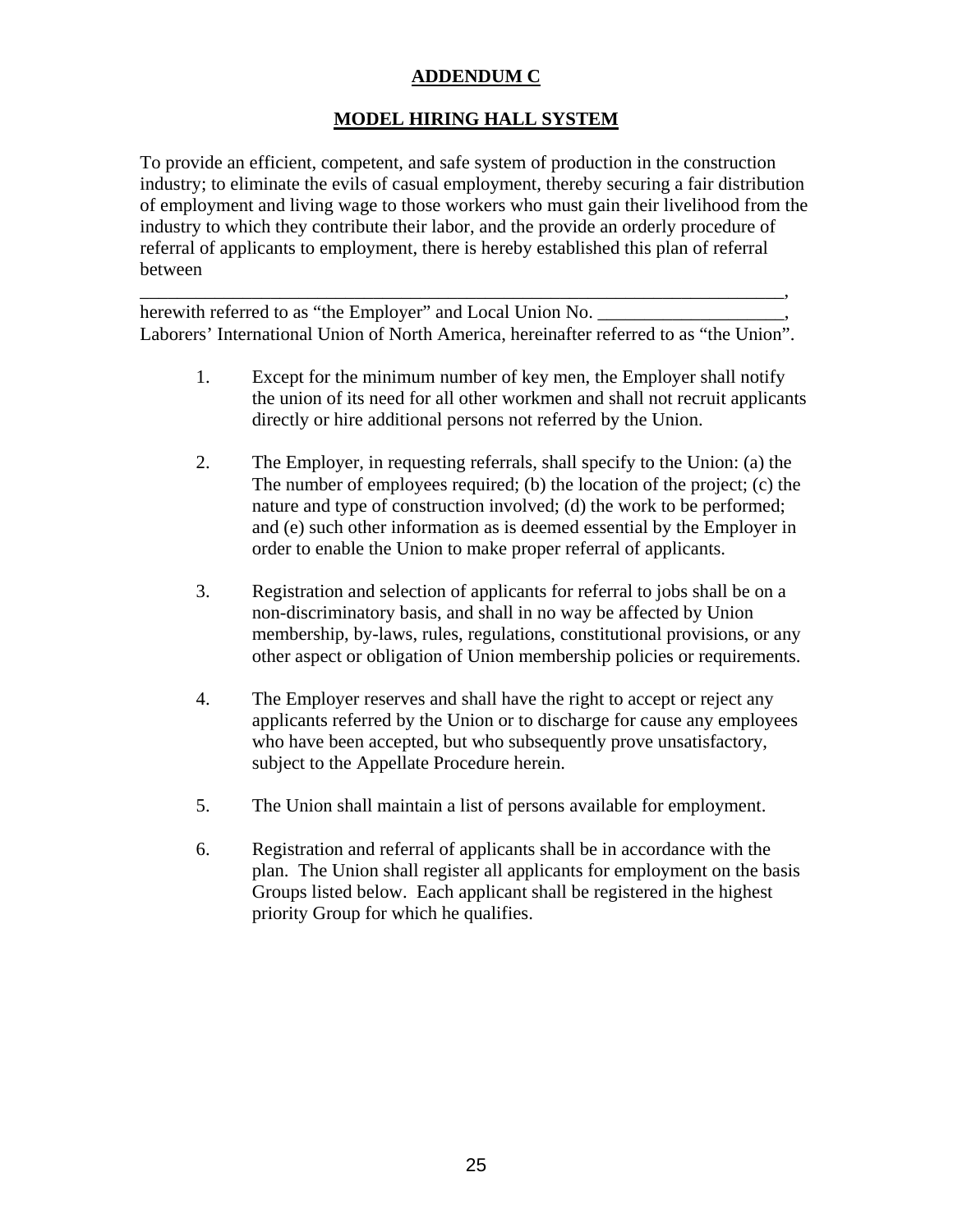# ADDENDUM C

## MODEL HIRING HALL SYSTEM

To provide an efficient, competent, and safe system of production in the construction industry; to eliminate the evils of casual employment, thereby securing a fair distribution of employment and living wage to those workers who must gain their livelihood from the industry to which they contribute their labor, and the provide an orderly procedure of referral of applicants to employment, there is hereby established this plan of referral between

________________________________________________________________________,
herewith referred to as "the Employer" and Local Union No. ____________________, Laborers' International Union of North America, hereinafter referred to as "the Union".

1. Except for the minimum number of key men, the Employer shall notify the union of its need for all other workmen and shall not recruit applicants directly or hire additional persons not referred by the Union.

2. The Employer, in requesting referrals, shall specify to the Union: (a) the The number of employees required; (b) the location of the project; (c) the nature and type of construction involved; (d) the work to be performed; and (e) such other information as is deemed essential by the Employer in order to enable the Union to make proper referral of applicants.

3. Registration and selection of applicants for referral to jobs shall be on a non-discriminatory basis, and shall in no way be affected by Union membership, by-laws, rules, regulations, constitutional provisions, or any other aspect or obligation of Union membership policies or requirements.

4. The Employer reserves and shall have the right to accept or reject any applicants referred by the Union or to discharge for cause any employees who have been accepted, but who subsequently prove unsatisfactory, subject to the Appellate Procedure herein.

5. The Union shall maintain a list of persons available for employment.

6. Registration and referral of applicants shall be in accordance with the plan. The Union shall register all applicants for employment on the basis Groups listed below. Each applicant shall be registered in the highest priority Group for which he qualifies.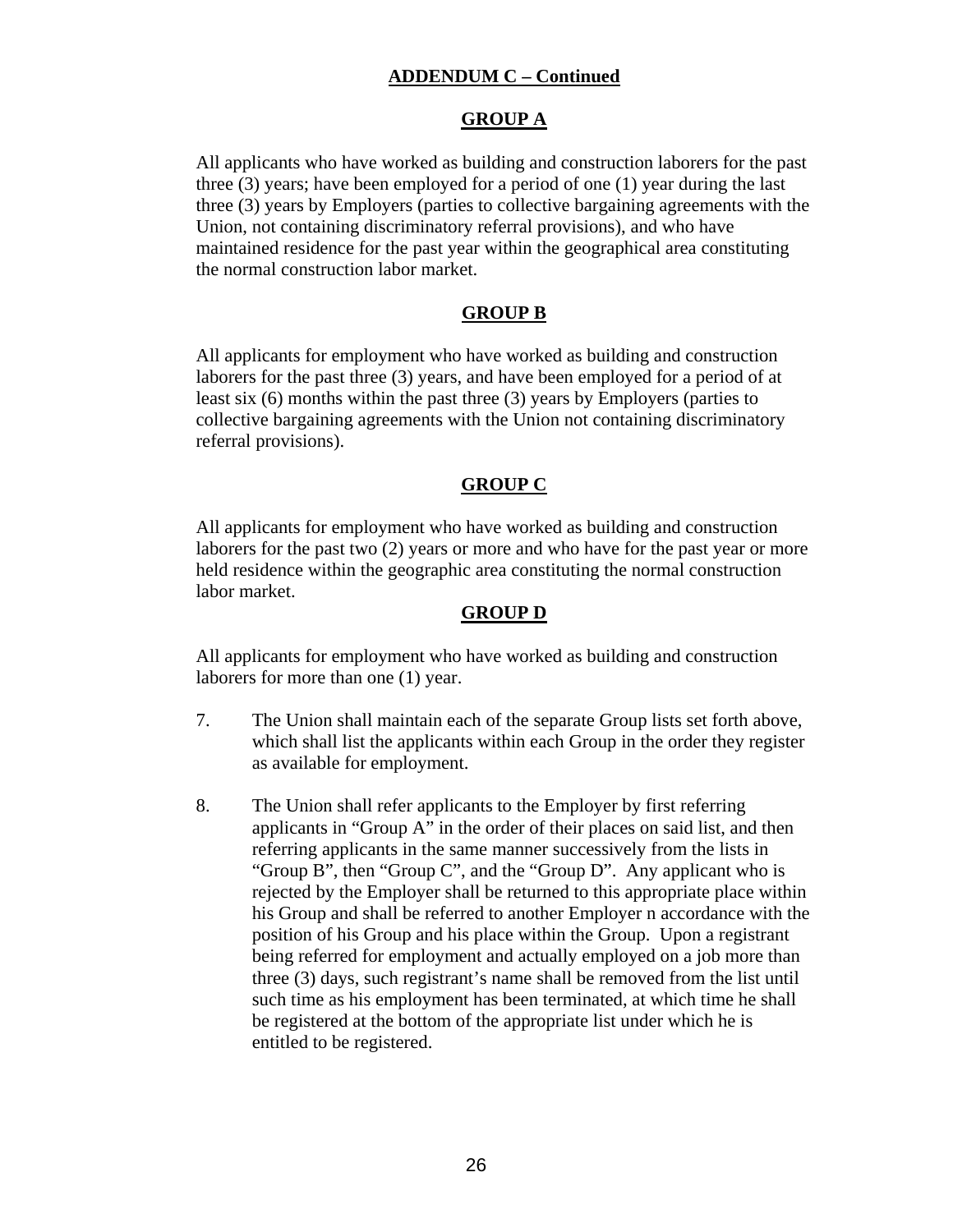**ADDENDUM C – Continued**

**GROUP A**

All applicants who have worked as building and construction laborers for the past three (3) years; have been employed for a period of one (1) year during the last three (3) years by Employers (parties to collective bargaining agreements with the Union, not containing discriminatory referral provisions), and who have maintained residence for the past year within the geographical area constituting the normal construction labor market.

**GROUP B**

All applicants for employment who have worked as building and construction laborers for the past three (3) years, and have been employed for a period of at least six (6) months within the past three (3) years by Employers (parties to collective bargaining agreements with the Union not containing discriminatory referral provisions).

**GROUP C**

All applicants for employment who have worked as building and construction laborers for the past two (2) years or more and who have for the past year or more held residence within the geographic area constituting the normal construction labor market.

**GROUP D**

All applicants for employment who have worked as building and construction laborers for more than one (1) year.

7. The Union shall maintain each of the separate Group lists set forth above, which shall list the applicants within each Group in the order they register as available for employment.

8. The Union shall refer applicants to the Employer by first referring applicants in "Group A" in the order of their places on said list, and then referring applicants in the same manner successively from the lists in "Group B", then "Group C", and the "Group D". Any applicant who is rejected by the Employer shall be returned to this appropriate place within his Group and shall be referred to another Employer n accordance with the position of his Group and his place within the Group. Upon a registrant being referred for employment and actually employed on a job more than three (3) days, such registrant's name shall be removed from the list until such time as his employment has been terminated, at which time he shall be registered at the bottom of the appropriate list under which he is entitled to be registered.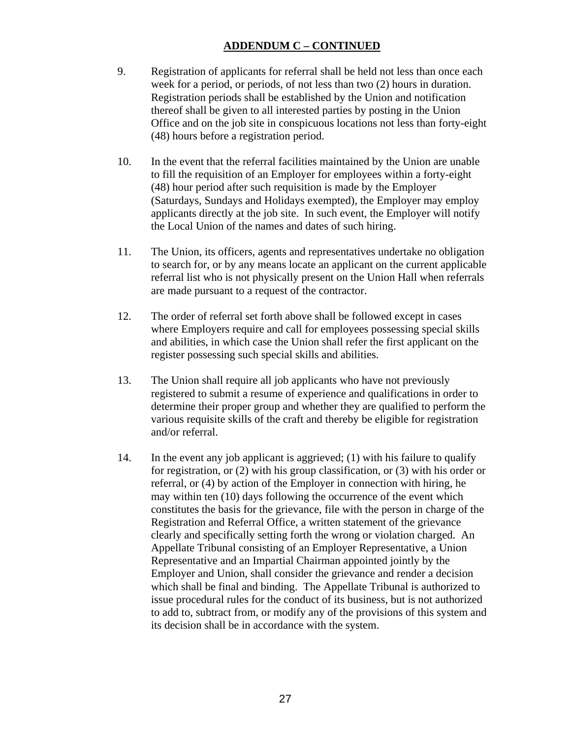**ADDENDUM C – CONTINUED**

9. Registration of applicants for referral shall be held not less than once each week for a period, or periods, of not less than two (2) hours in duration. Registration periods shall be established by the Union and notification thereof shall be given to all interested parties by posting in the Union Office and on the job site in conspicuous locations not less than forty-eight (48) hours before a registration period.

10. In the event that the referral facilities maintained by the Union are unable to fill the requisition of an Employer for employees within a forty-eight (48) hour period after such requisition is made by the Employer (Saturdays, Sundays and Holidays exempted), the Employer may employ applicants directly at the job site. In such event, the Employer will notify the Local Union of the names and dates of such hiring.

11. The Union, its officers, agents and representatives undertake no obligation to search for, or by any means locate an applicant on the current applicable referral list who is not physically present on the Union Hall when referrals are made pursuant to a request of the contractor.

12. The order of referral set forth above shall be followed except in cases where Employers require and call for employees possessing special skills and abilities, in which case the Union shall refer the first applicant on the register possessing such special skills and abilities.

13. The Union shall require all job applicants who have not previously registered to submit a resume of experience and qualifications in order to determine their proper group and whether they are qualified to perform the various requisite skills of the craft and thereby be eligible for registration and/or referral.

14. In the event any job applicant is aggrieved; (1) with his failure to qualify for registration, or (2) with his group classification, or (3) with his order or referral, or (4) by action of the Employer in connection with hiring, he may within ten (10) days following the occurrence of the event which constitutes the basis for the grievance, file with the person in charge of the Registration and Referral Office, a written statement of the grievance clearly and specifically setting forth the wrong or violation charged. An Appellate Tribunal consisting of an Employer Representative, a Union Representative and an Impartial Chairman appointed jointly by the Employer and Union, shall consider the grievance and render a decision which shall be final and binding. The Appellate Tribunal is authorized to issue procedural rules for the conduct of its business, but is not authorized to add to, subtract from, or modify any of the provisions of this system and its decision shall be in accordance with the system.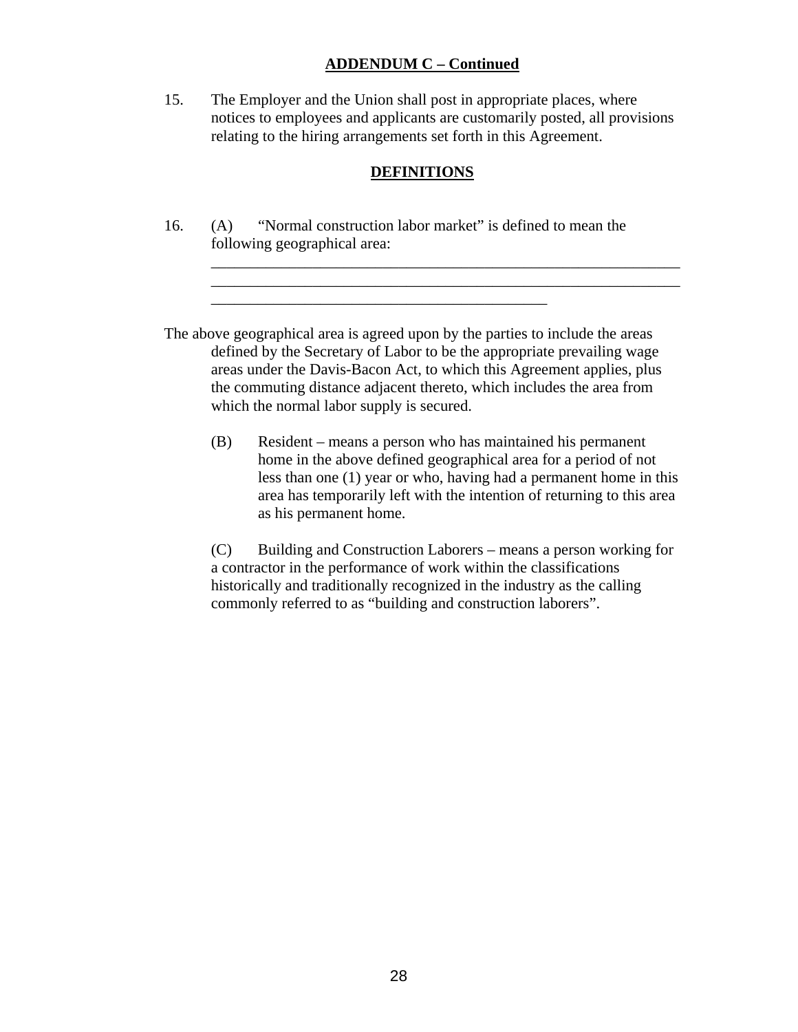## ADDENDUM C – Continued

15. The Employer and the Union shall post in appropriate places, where notices to employees and applicants are customarily posted, all provisions relating to the hiring arrangements set forth in this Agreement.

## DEFINITIONS

16. (A) "Normal construction labor market" is defined to mean the following geographical area:
_______________________________________________________________
_______________________________________________________________
____________________________________________

The above geographical area is agreed upon by the parties to include the areas defined by the Secretary of Labor to be the appropriate prevailing wage areas under the Davis-Bacon Act, to which this Agreement applies, plus the commuting distance adjacent thereto, which includes the area from which the normal labor supply is secured.

(B) Resident – means a person who has maintained his permanent home in the above defined geographical area for a period of not less than one (1) year or who, having had a permanent home in this area has temporarily left with the intention of returning to this area as his permanent home.

(C) Building and Construction Laborers – means a person working for a contractor in the performance of work within the classifications historically and traditionally recognized in the industry as the calling commonly referred to as "building and construction laborers".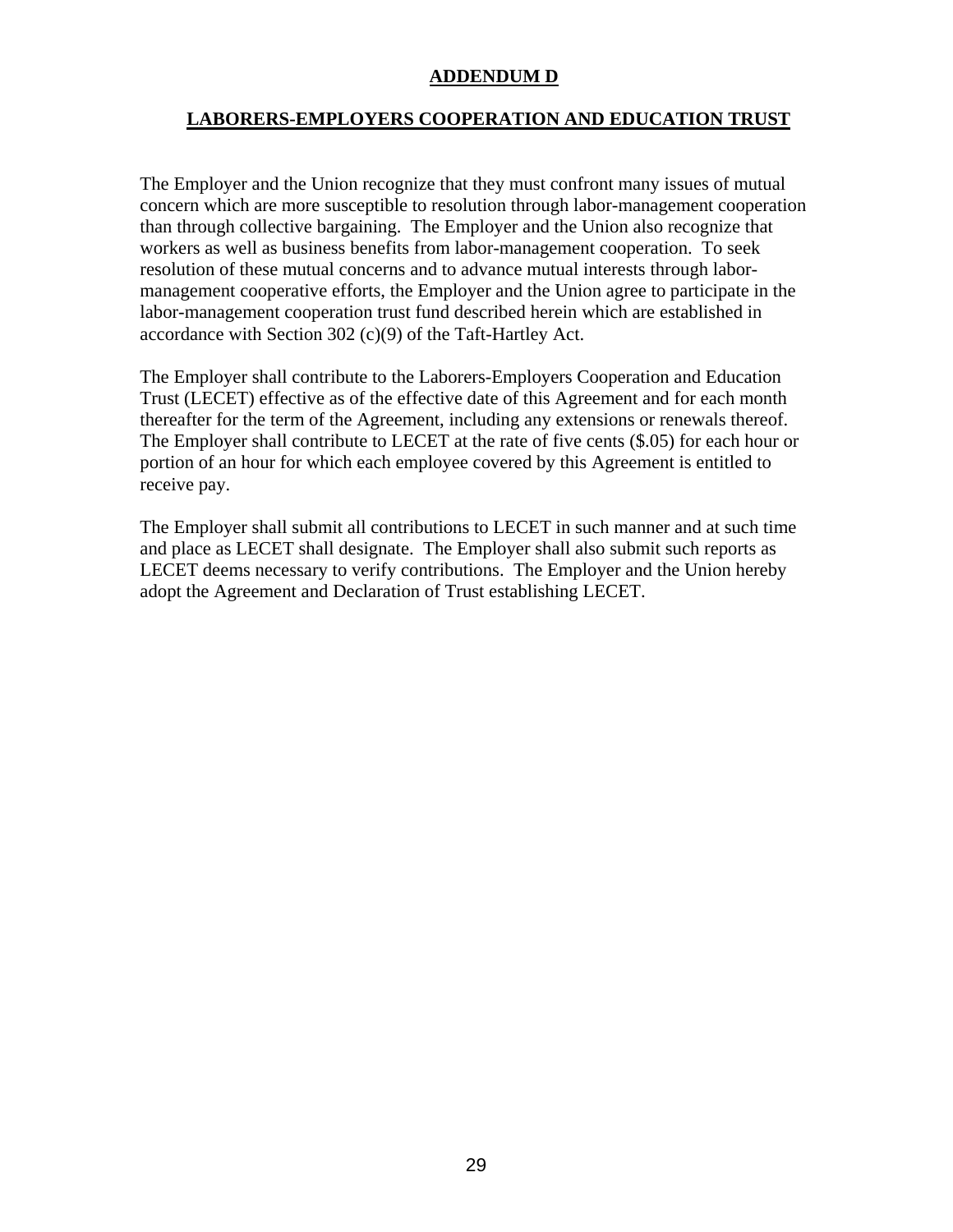# ADDENDUM D

## LABORERS-EMPLOYERS COOPERATION AND EDUCATION TRUST

The Employer and the Union recognize that they must confront many issues of mutual concern which are more susceptible to resolution through labor-management cooperation than through collective bargaining. The Employer and the Union also recognize that workers as well as business benefits from labor-management cooperation. To seek resolution of these mutual concerns and to advance mutual interests through labor-management cooperative efforts, the Employer and the Union agree to participate in the labor-management cooperation trust fund described herein which are established in accordance with Section 302 (c)(9) of the Taft-Hartley Act.

The Employer shall contribute to the Laborers-Employers Cooperation and Education Trust (LECET) effective as of the effective date of this Agreement and for each month thereafter for the term of the Agreement, including any extensions or renewals thereof. The Employer shall contribute to LECET at the rate of five cents ($.05) for each hour or portion of an hour for which each employee covered by this Agreement is entitled to receive pay.

The Employer shall submit all contributions to LECET in such manner and at such time and place as LECET shall designate. The Employer shall also submit such reports as LECET deems necessary to verify contributions. The Employer and the Union hereby adopt the Agreement and Declaration of Trust establishing LECET.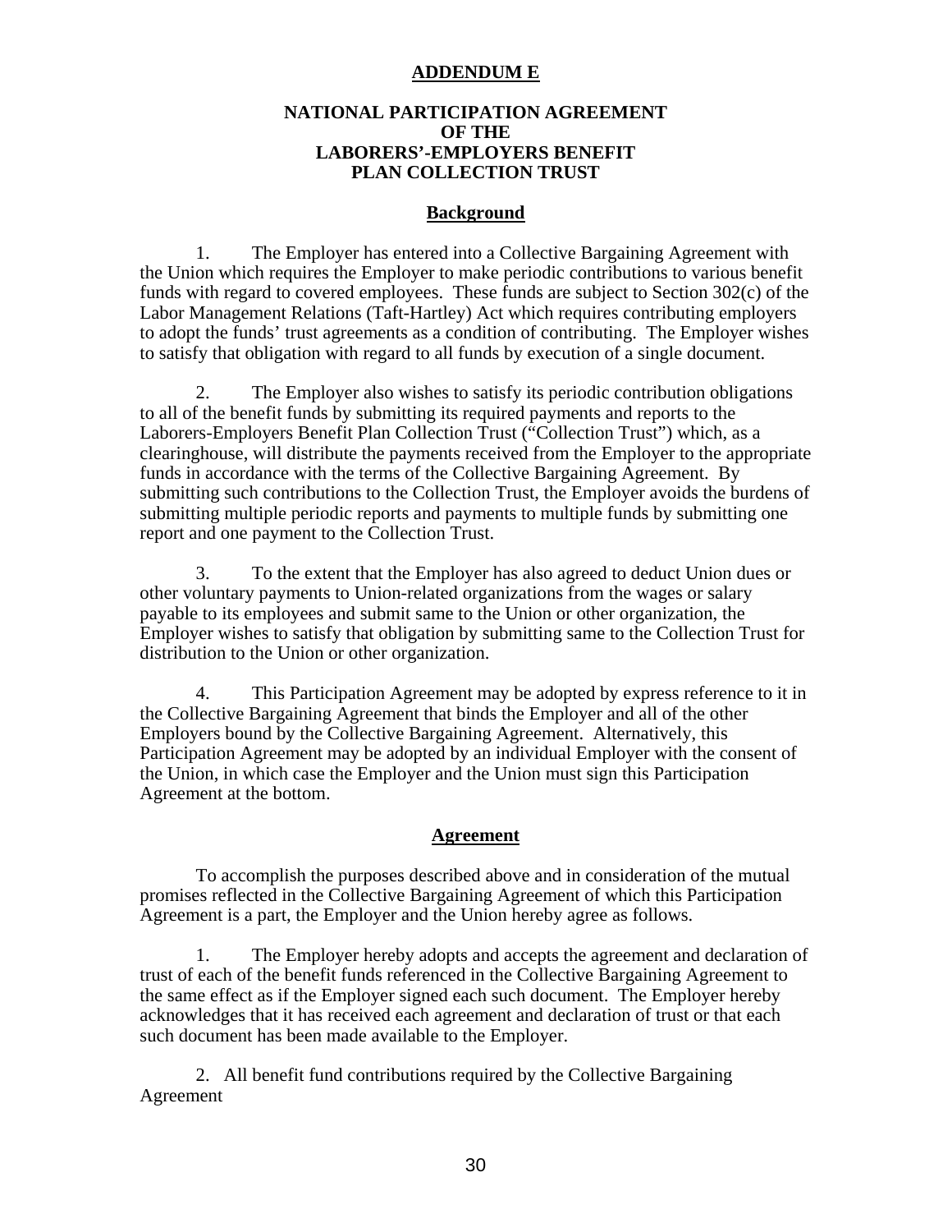**ADDENDUM E**

**NATIONAL PARTICIPATION AGREEMENT**
**OF THE**
**LABORERS'-EMPLOYERS BENEFIT**
**PLAN COLLECTION TRUST**

**Background**

1. The Employer has entered into a Collective Bargaining Agreement with the Union which requires the Employer to make periodic contributions to various benefit funds with regard to covered employees. These funds are subject to Section 302(c) of the Labor Management Relations (Taft-Hartley) Act which requires contributing employers to adopt the funds' trust agreements as a condition of contributing. The Employer wishes to satisfy that obligation with regard to all funds by execution of a single document.

2. The Employer also wishes to satisfy its periodic contribution obligations to all of the benefit funds by submitting its required payments and reports to the Laborers-Employers Benefit Plan Collection Trust ("Collection Trust") which, as a clearinghouse, will distribute the payments received from the Employer to the appropriate funds in accordance with the terms of the Collective Bargaining Agreement. By submitting such contributions to the Collection Trust, the Employer avoids the burdens of submitting multiple periodic reports and payments to multiple funds by submitting one report and one payment to the Collection Trust.

3. To the extent that the Employer has also agreed to deduct Union dues or other voluntary payments to Union-related organizations from the wages or salary payable to its employees and submit same to the Union or other organization, the Employer wishes to satisfy that obligation by submitting same to the Collection Trust for distribution to the Union or other organization.

4. This Participation Agreement may be adopted by express reference to it in the Collective Bargaining Agreement that binds the Employer and all of the other Employers bound by the Collective Bargaining Agreement. Alternatively, this Participation Agreement may be adopted by an individual Employer with the consent of the Union, in which case the Employer and the Union must sign this Participation Agreement at the bottom.

**Agreement**

To accomplish the purposes described above and in consideration of the mutual promises reflected in the Collective Bargaining Agreement of which this Participation Agreement is a part, the Employer and the Union hereby agree as follows.

1. The Employer hereby adopts and accepts the agreement and declaration of trust of each of the benefit funds referenced in the Collective Bargaining Agreement to the same effect as if the Employer signed each such document. The Employer hereby acknowledges that it has received each agreement and declaration of trust or that each such document has been made available to the Employer.

2. All benefit fund contributions required by the Collective Bargaining Agreement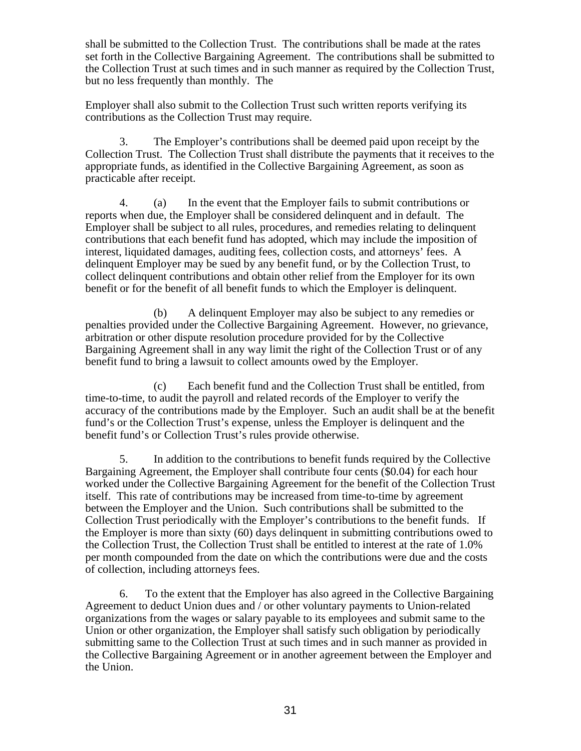shall be submitted to the Collection Trust. The contributions shall be made at the rates set forth in the Collective Bargaining Agreement. The contributions shall be submitted to the Collection Trust at such times and in such manner as required by the Collection Trust, but no less frequently than monthly. The

Employer shall also submit to the Collection Trust such written reports verifying its contributions as the Collection Trust may require.

3. The Employer's contributions shall be deemed paid upon receipt by the Collection Trust. The Collection Trust shall distribute the payments that it receives to the appropriate funds, as identified in the Collective Bargaining Agreement, as soon as practicable after receipt.

4. (a) In the event that the Employer fails to submit contributions or reports when due, the Employer shall be considered delinquent and in default. The Employer shall be subject to all rules, procedures, and remedies relating to delinquent contributions that each benefit fund has adopted, which may include the imposition of interest, liquidated damages, auditing fees, collection costs, and attorneys' fees. A delinquent Employer may be sued by any benefit fund, or by the Collection Trust, to collect delinquent contributions and obtain other relief from the Employer for its own benefit or for the benefit of all benefit funds to which the Employer is delinquent.

(b) A delinquent Employer may also be subject to any remedies or penalties provided under the Collective Bargaining Agreement. However, no grievance, arbitration or other dispute resolution procedure provided for by the Collective Bargaining Agreement shall in any way limit the right of the Collection Trust or of any benefit fund to bring a lawsuit to collect amounts owed by the Employer.

(c) Each benefit fund and the Collection Trust shall be entitled, from time-to-time, to audit the payroll and related records of the Employer to verify the accuracy of the contributions made by the Employer. Such an audit shall be at the benefit fund's or the Collection Trust's expense, unless the Employer is delinquent and the benefit fund's or Collection Trust's rules provide otherwise.

5. In addition to the contributions to benefit funds required by the Collective Bargaining Agreement, the Employer shall contribute four cents ($0.04) for each hour worked under the Collective Bargaining Agreement for the benefit of the Collection Trust itself. This rate of contributions may be increased from time-to-time by agreement between the Employer and the Union. Such contributions shall be submitted to the Collection Trust periodically with the Employer's contributions to the benefit funds. If the Employer is more than sixty (60) days delinquent in submitting contributions owed to the Collection Trust, the Collection Trust shall be entitled to interest at the rate of 1.0% per month compounded from the date on which the contributions were due and the costs of collection, including attorneys fees.

6. To the extent that the Employer has also agreed in the Collective Bargaining Agreement to deduct Union dues and / or other voluntary payments to Union-related organizations from the wages or salary payable to its employees and submit same to the Union or other organization, the Employer shall satisfy such obligation by periodically submitting same to the Collection Trust at such times and in such manner as provided in the Collective Bargaining Agreement or in another agreement between the Employer and the Union.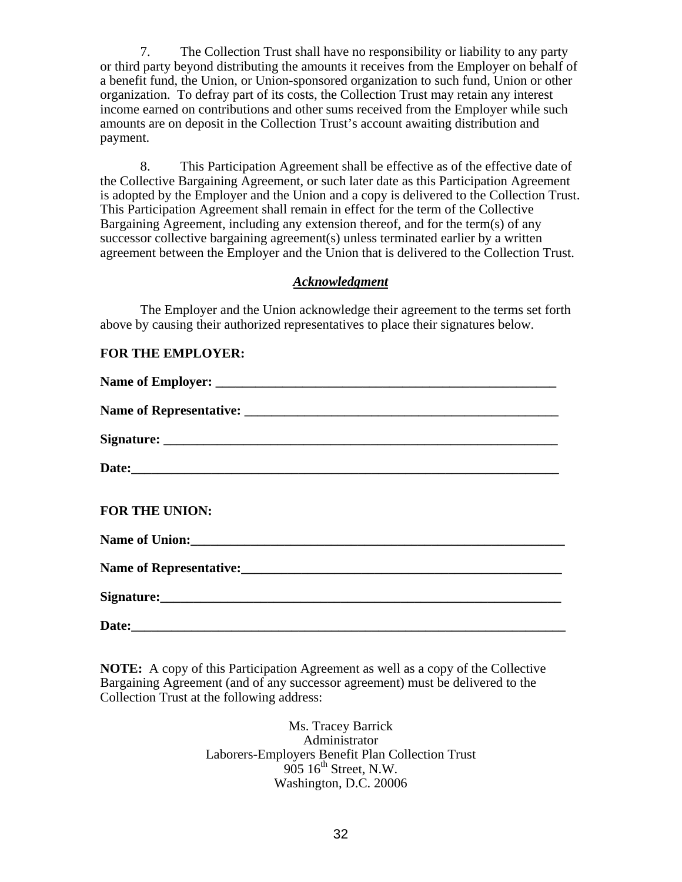7. The Collection Trust shall have no responsibility or liability to any party or third party beyond distributing the amounts it receives from the Employer on behalf of a benefit fund, the Union, or Union-sponsored organization to such fund, Union or other organization. To defray part of its costs, the Collection Trust may retain any interest income earned on contributions and other sums received from the Employer while such amounts are on deposit in the Collection Trust's account awaiting distribution and payment.

8. This Participation Agreement shall be effective as of the effective date of the Collective Bargaining Agreement, or such later date as this Participation Agreement is adopted by the Employer and the Union and a copy is delivered to the Collection Trust. This Participation Agreement shall remain in effect for the term of the Collective Bargaining Agreement, including any extension thereof, and for the term(s) of any successor collective bargaining agreement(s) unless terminated earlier by a written agreement between the Employer and the Union that is delivered to the Collection Trust.

***Acknowledgment***

The Employer and the Union acknowledge their agreement to the terms set forth above by causing their authorized representatives to place their signatures below.

**FOR THE EMPLOYER:**

**Name of Employer:** ______________________________________________

**Name of Representative:** ______________________________________________

**Signature:** ______________________________________________

**Date:**______________________________________________

**FOR THE UNION:**

**Name of Union:**______________________________________________

**Name of Representative:**______________________________________________

**Signature:**______________________________________________

**Date:**______________________________________________

**NOTE:** A copy of this Participation Agreement as well as a copy of the Collective Bargaining Agreement (and of any successor agreement) must be delivered to the Collection Trust at the following address:

Ms. Tracey Barrick
Administrator
Laborers-Employers Benefit Plan Collection Trust
905 16th Street, N.W.
Washington, D.C. 20006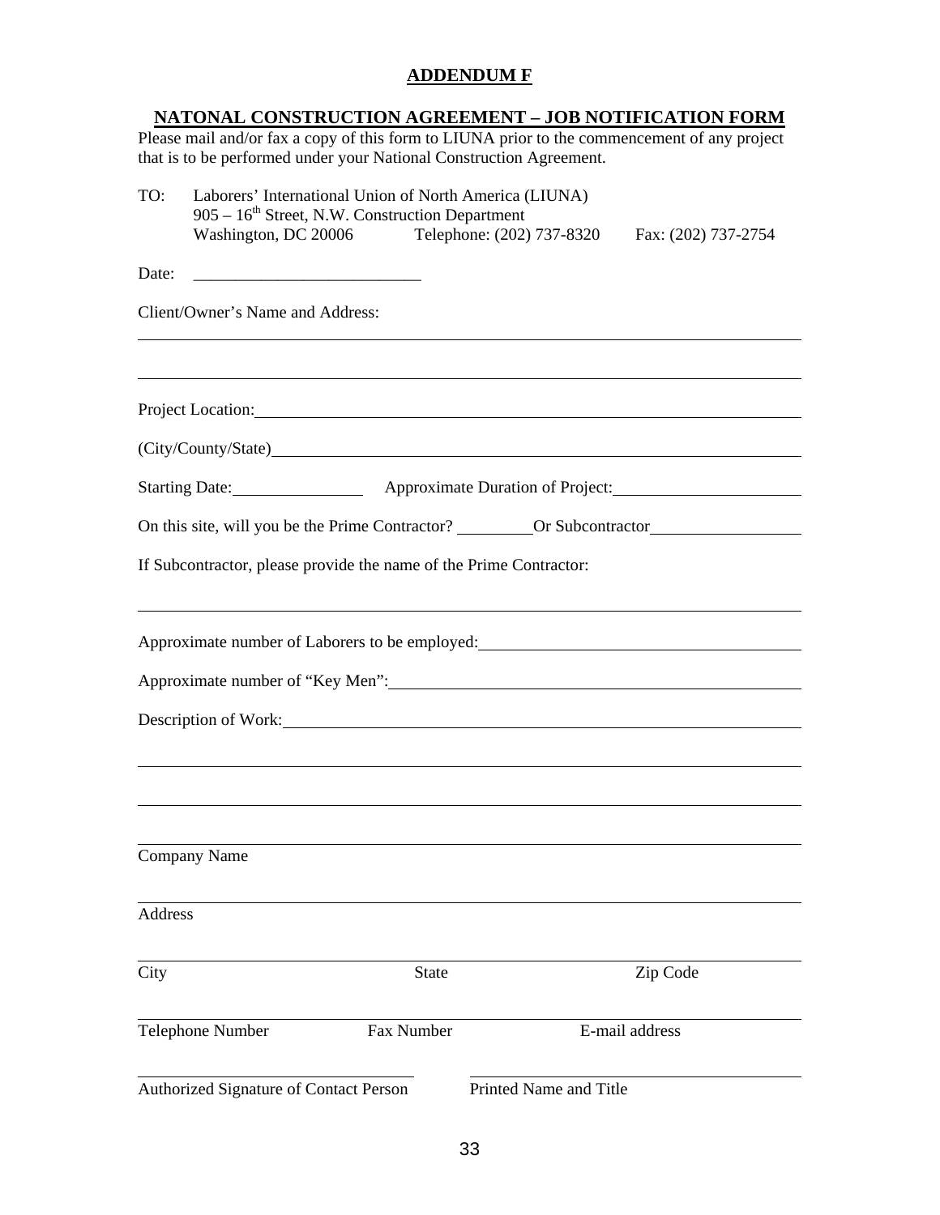## ADDENDUM F

## NATONAL CONSTRUCTION AGREEMENT – JOB NOTIFICATION FORM

Please mail and/or fax a copy of this form to LIUNA prior to the commencement of any project that is to be performed under your National Construction Agreement.

TO: Laborers' International Union of North America (LIUNA)
905 – 16th Street, N.W. Construction Department
Washington, DC 20006 Telephone: (202) 737-8320 Fax: (202) 737-2754

Date: ___________________________

Client/Owner's Name and Address:

_______________________________________________________________________________

_______________________________________________________________________________

Project Location: _______________________________________________________________

(City/County/State) ______________________________________________________________

Starting Date: _______________ Approximate Duration of Project: ____________________

On this site, will you be the Prime Contractor? _________ Or Subcontractor _______________

If Subcontractor, please provide the name of the Prime Contractor:

_______________________________________________________________________________

Approximate number of Laborers to be employed: ____________________________________

Approximate number of "Key Men": _________________________________________________

Description of Work: _____________________________________________________________

_______________________________________________________________________________

_______________________________________________________________________________

_______________________________________________________________________________

Company Name

_______________________________________________________________________________

Address

_______________________________________________________________________________

City State Zip Code

_______________________________________________________________________________

Telephone Number Fax Number E-mail address

_________________________________ _________________________________

Authorized Signature of Contact Person Printed Name and Title